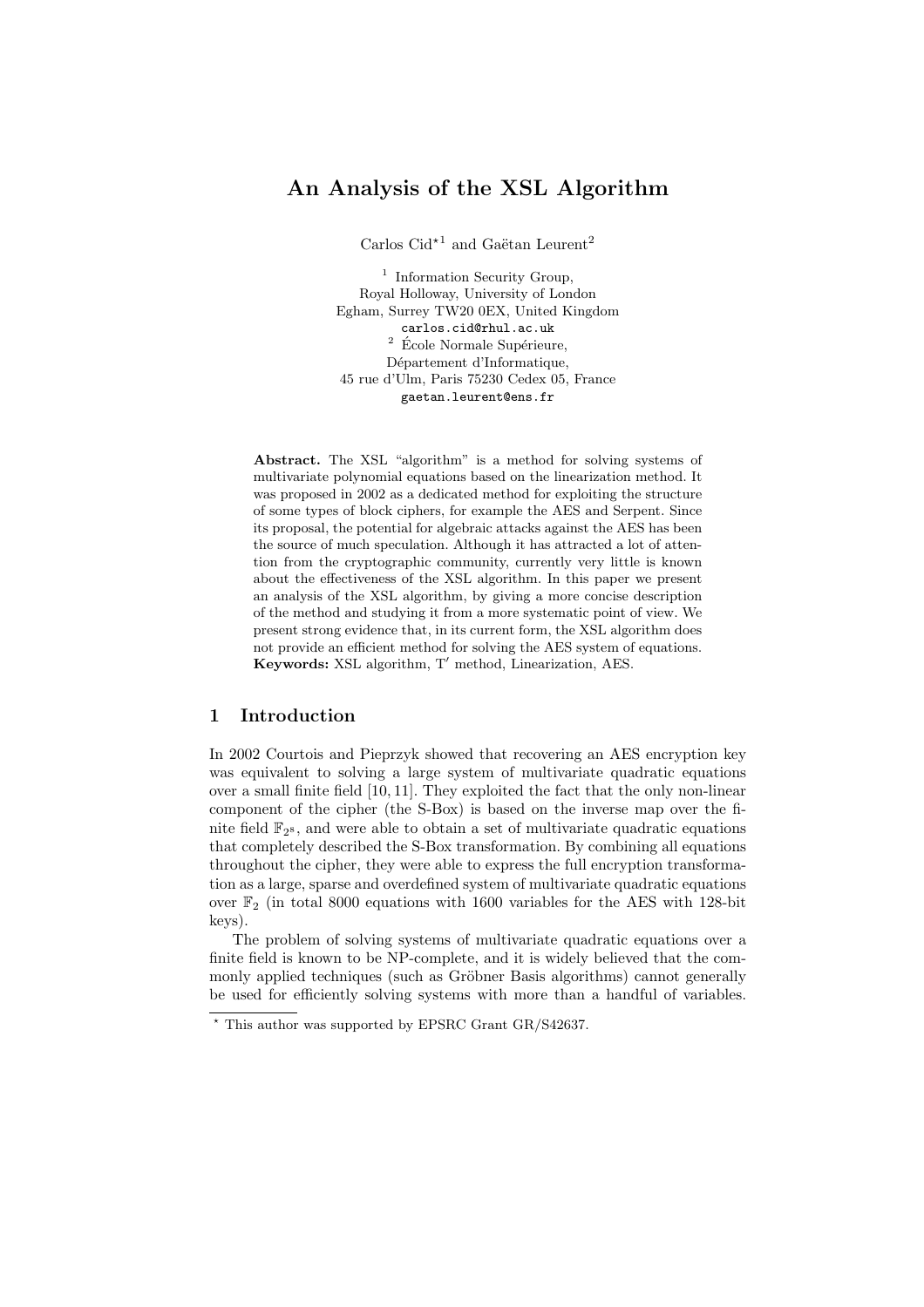# An Analysis of the XSL Algorithm

Carlos Cid*[1] and Gaëtan Leurent[2]

[1] Information Security Group,
Royal Holloway, University of London
Egham, Surrey TW20 0EX, United Kingdom
carlos.cid@rhul.ac.uk

[2] École Normale Supérieure,
Département d'Informatique,
45 rue d'Ulm, Paris 75230 Cedex 05, France
gaetan.leurent@ens.fr

**Abstract.** The XSL "algorithm" is a method for solving systems of multivariate polynomial equations based on the linearization method. It was proposed in 2002 as a dedicated method for exploiting the structure of some types of block ciphers, for example the AES and Serpent. Since its proposal, the potential for algebraic attacks against the AES has been the source of much speculation. Although it has attracted a lot of attention from the cryptographic community, currently very little is known about the effectiveness of the XSL algorithm. In this paper we present an analysis of the XSL algorithm, by giving a more concise description of the method and studying it from a more systematic point of view. We present strong evidence that, in its current form, the XSL algorithm does not provide an efficient method for solving the AES system of equations.
**Keywords:** XSL algorithm, T′ method, Linearization, AES.

## 1 Introduction

In 2002 Courtois and Pieprzyk showed that recovering an AES encryption key was equivalent to solving a large system of multivariate quadratic equations over a small finite field [10, 11]. They exploited the fact that the only non-linear component of the cipher (the S-Box) is based on the inverse map over the finite field $\mathbb{F}_{2^s}$, and were able to obtain a set of multivariate quadratic equations that completely described the S-Box transformation. By combining all equations throughout the cipher, they were able to express the full encryption transformation as a large, sparse and overdefined system of multivariate quadratic equations over $\mathbb{F}_2$ (in total 8000 equations with 1600 variables for the AES with 128-bit keys).

The problem of solving systems of multivariate quadratic equations over a finite field is known to be NP-complete, and it is widely believed that the commonly applied techniques (such as Gröbner Basis algorithms) cannot generally be used for efficiently solving systems with more than a handful of variables.

* This author was supported by EPSRC Grant GR/S42637.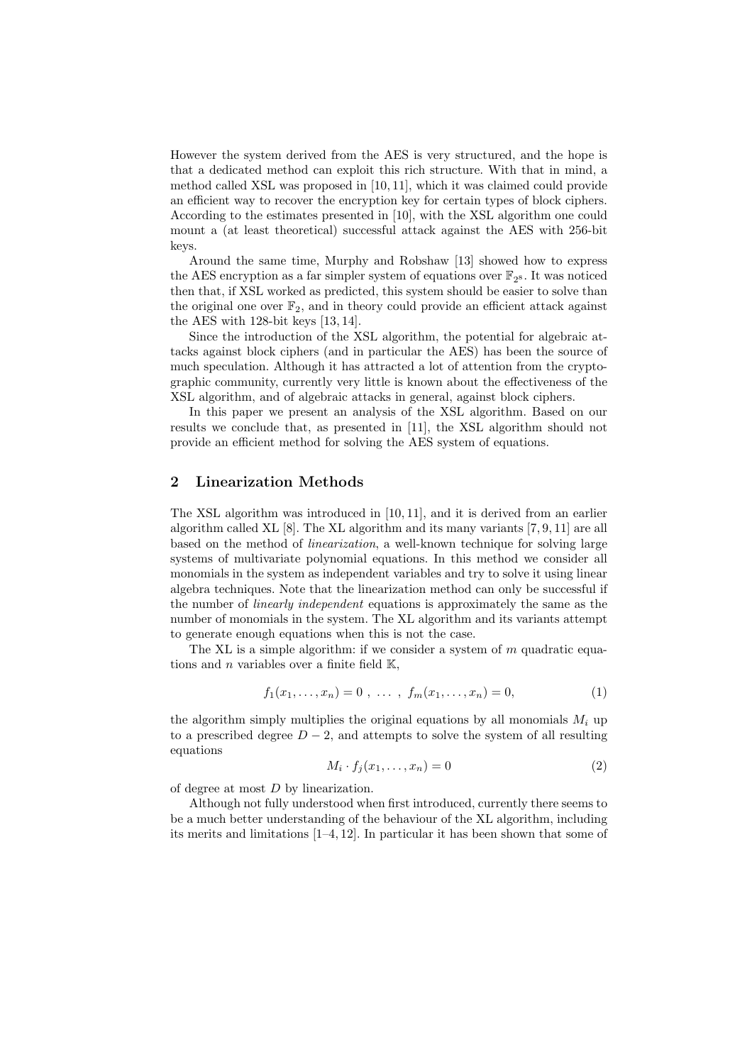However the system derived from the AES is very structured, and the hope is that a dedicated method can exploit this rich structure. With that in mind, a method called XSL was proposed in [10, 11], which it was claimed could provide an efficient way to recover the encryption key for certain types of block ciphers. According to the estimates presented in [10], with the XSL algorithm one could mount a (at least theoretical) successful attack against the AES with 256-bit keys.

Around the same time, Murphy and Robshaw [13] showed how to express the AES encryption as a far simpler system of equations over $\mathbb{F}_{2^8}$. It was noticed then that, if XSL worked as predicted, this system should be easier to solve than the original one over $\mathbb{F}_2$, and in theory could provide an efficient attack against the AES with 128-bit keys [13, 14].

Since the introduction of the XSL algorithm, the potential for algebraic attacks against block ciphers (and in particular the AES) has been the source of much speculation. Although it has attracted a lot of attention from the cryptographic community, currently very little is known about the effectiveness of the XSL algorithm, and of algebraic attacks in general, against block ciphers.

In this paper we present an analysis of the XSL algorithm. Based on our results we conclude that, as presented in [11], the XSL algorithm should not provide an efficient method for solving the AES system of equations.

## 2 Linearization Methods

The XSL algorithm was introduced in [10, 11], and it is derived from an earlier algorithm called XL [8]. The XL algorithm and its many variants [7, 9, 11] are all based on the method of *linearization*, a well-known technique for solving large systems of multivariate polynomial equations. In this method we consider all monomials in the system as independent variables and try to solve it using linear algebra techniques. Note that the linearization method can only be successful if the number of *linearly independent* equations is approximately the same as the number of monomials in the system. The XL algorithm and its variants attempt to generate enough equations when this is not the case.

The XL is a simple algorithm: if we consider a system of $m$ quadratic equations and $n$ variables over a finite field $\mathbb{K}$,

$$f_1(x_1, \ldots, x_n) = 0 \ , \ \ldots \ , \ f_m(x_1, \ldots, x_n) = 0, \tag{1}$$

the algorithm simply multiplies the original equations by all monomials $M_i$ up to a prescribed degree $D - 2$, and attempts to solve the system of all resulting equations

$$M_i \cdot f_j(x_1, \ldots, x_n) = 0 \tag{2}$$

of degree at most $D$ by linearization.

Although not fully understood when first introduced, currently there seems to be a much better understanding of the behaviour of the XL algorithm, including its merits and limitations [1–4, 12]. In particular it has been shown that some of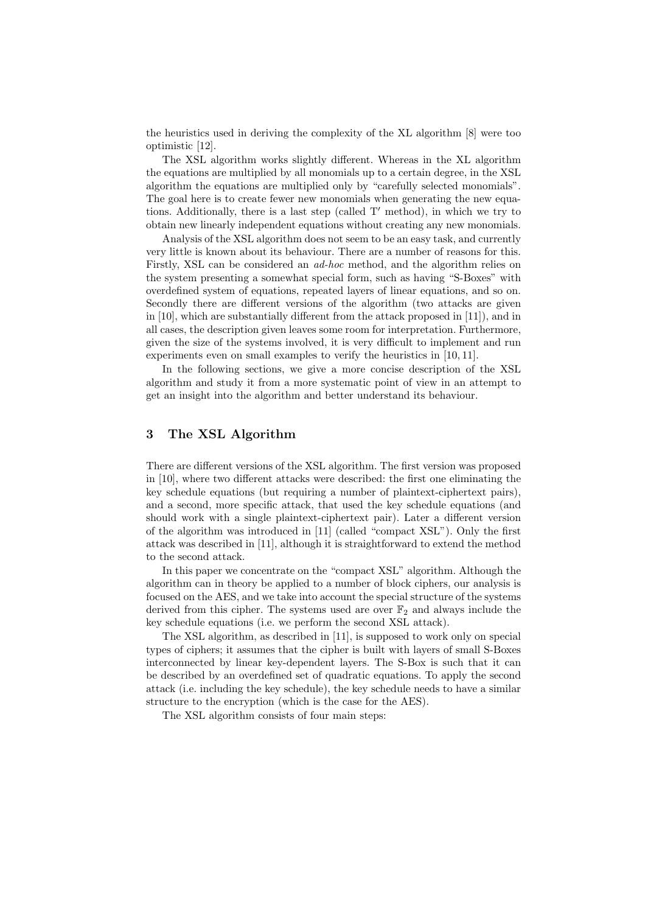the heuristics used in deriving the complexity of the XL algorithm [8] were too optimistic [12].

The XSL algorithm works slightly different. Whereas in the XL algorithm the equations are multiplied by all monomials up to a certain degree, in the XSL algorithm the equations are multiplied only by "carefully selected monomials". The goal here is to create fewer new monomials when generating the new equations. Additionally, there is a last step (called T′ method), in which we try to obtain new linearly independent equations without creating any new monomials.

Analysis of the XSL algorithm does not seem to be an easy task, and currently very little is known about its behaviour. There are a number of reasons for this. Firstly, XSL can be considered an *ad-hoc* method, and the algorithm relies on the system presenting a somewhat special form, such as having "S-Boxes" with overdefined system of equations, repeated layers of linear equations, and so on. Secondly there are different versions of the algorithm (two attacks are given in [10], which are substantially different from the attack proposed in [11]), and in all cases, the description given leaves some room for interpretation. Furthermore, given the size of the systems involved, it is very difficult to implement and run experiments even on small examples to verify the heuristics in [10, 11].

In the following sections, we give a more concise description of the XSL algorithm and study it from a more systematic point of view in an attempt to get an insight into the algorithm and better understand its behaviour.

## 3 The XSL Algorithm

There are different versions of the XSL algorithm. The first version was proposed in [10], where two different attacks were described: the first one eliminating the key schedule equations (but requiring a number of plaintext-ciphertext pairs), and a second, more specific attack, that used the key schedule equations (and should work with a single plaintext-ciphertext pair). Later a different version of the algorithm was introduced in [11] (called "compact XSL"). Only the first attack was described in [11], although it is straightforward to extend the method to the second attack.

In this paper we concentrate on the "compact XSL" algorithm. Although the algorithm can in theory be applied to a number of block ciphers, our analysis is focused on the AES, and we take into account the special structure of the systems derived from this cipher. The systems used are over $\mathbb{F}_2$ and always include the key schedule equations (i.e. we perform the second XSL attack).

The XSL algorithm, as described in [11], is supposed to work only on special types of ciphers; it assumes that the cipher is built with layers of small S-Boxes interconnected by linear key-dependent layers. The S-Box is such that it can be described by an overdefined set of quadratic equations. To apply the second attack (i.e. including the key schedule), the key schedule needs to have a similar structure to the encryption (which is the case for the AES).

The XSL algorithm consists of four main steps: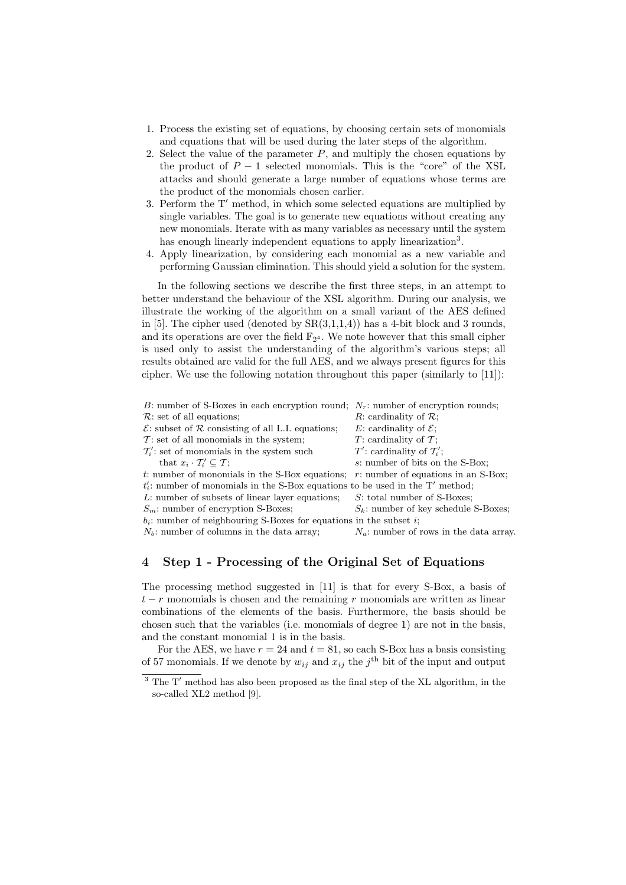1. Process the existing set of equations, by choosing certain sets of monomials and equations that will be used during the later steps of the algorithm.
2. Select the value of the parameter $P$, and multiply the chosen equations by the product of $P-1$ selected monomials. This is the "core" of the XSL attacks and should generate a large number of equations whose terms are the product of the monomials chosen earlier.
3. Perform the $\mathrm{T}'$ method, in which some selected equations are multiplied by single variables. The goal is to generate new equations without creating any new monomials. Iterate with as many variables as necessary until the system has enough linearly independent equations to apply linearization[3].
4. Apply linearization, by considering each monomial as a new variable and performing Gaussian elimination. This should yield a solution for the system.

In the following sections we describe the first three steps, in an attempt to better understand the behaviour of the XSL algorithm. During our analysis, we illustrate the working of the algorithm on a small variant of the AES defined in [5]. The cipher used (denoted by SR(3,1,1,4)) has a 4-bit block and 3 rounds, and its operations are over the field $\mathbb{F}_{2^4}$. We note however that this small cipher is used only to assist the understanding of the algorithm's various steps; all results obtained are valid for the full AES, and we always present figures for this cipher. We use the following notation throughout this paper (similarly to [11]):

| | |
|---|---|
| $B$: number of S-Boxes in each encryption round; | $N_r$: number of encryption rounds; |
| $\mathcal{R}$: set of all equations; | $R$: cardinality of $\mathcal{R}$; |
| $\mathcal{E}$: subset of $\mathcal{R}$ consisting of all L.I. equations; | $E$: cardinality of $\mathcal{E}$; |
| $\mathcal{T}$: set of all monomials in the system; | $T$: cardinality of $\mathcal{T}$; |
| $\mathcal{T}_i'$: set of monomials in the system such that $x_i \cdot \mathcal{T}_i' \subseteq \mathcal{T}$; | $T'$: cardinality of $\mathcal{T}_i'$; |
| | $s$: number of bits on the S-Box; |
| $t$: number of monomials in the S-Box equations; | $r$: number of equations in an S-Box; |
| $t_i'$: number of monomials in the S-Box equations to be used in the $\mathrm{T}'$ method; | |
| $L$: number of subsets of linear layer equations; | $S$: total number of S-Boxes; |
| $S_m$: number of encryption S-Boxes; | $S_k$: number of key schedule S-Boxes; |
| $b_i$: number of neighbouring S-Boxes for equations in the subset $i$; | |
| $N_b$: number of columns in the data array; | $N_a$: number of rows in the data array. |

## 4 Step 1 - Processing of the Original Set of Equations

The processing method suggested in [11] is that for every S-Box, a basis of $t-r$ monomials is chosen and the remaining $r$ monomials are written as linear combinations of the elements of the basis. Furthermore, the basis should be chosen such that the variables (i.e. monomials of degree 1) are not in the basis, and the constant monomial 1 is in the basis.

For the AES, we have $r = 24$ and $t = 81$, so each S-Box has a basis consisting of 57 monomials. If we denote by $w_{ij}$ and $x_{ij}$ the $j^{\text{th}}$ bit of the input and output

[3] The $\mathrm{T}'$ method has also been proposed as the final step of the XL algorithm, in the so-called XL2 method [9].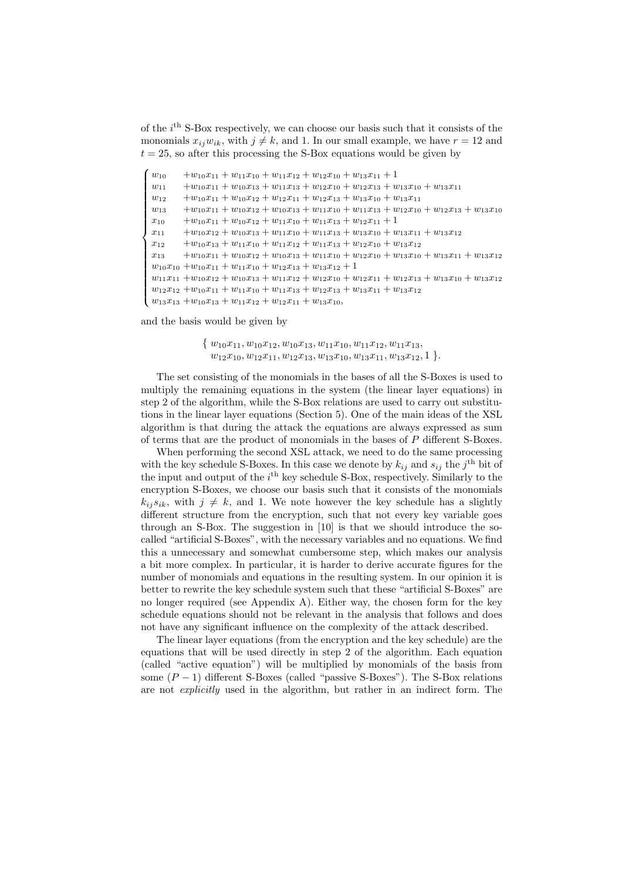of the $i^{\text{th}}$ S-Box respectively, we can choose our basis such that it consists of the monomials $x_{ij}w_{ik}$, with $j \neq k$, and 1. In our small example, we have $r = 12$ and $t = 25$, so after this processing the S-Box equations would be given by

$$
\begin{cases}
w_{10} & +w_{10}x_{11} + w_{11}x_{10} + w_{11}x_{12} + w_{12}x_{10} + w_{13}x_{11} + 1 \\
w_{11} & +w_{10}x_{11} + w_{10}x_{13} + w_{11}x_{13} + w_{12}x_{10} + w_{12}x_{13} + w_{13}x_{10} + w_{13}x_{11} \\
w_{12} & +w_{10}x_{11} + w_{10}x_{12} + w_{12}x_{11} + w_{12}x_{13} + w_{13}x_{10} + w_{13}x_{11} \\
w_{13} & +w_{10}x_{11} + w_{10}x_{12} + w_{10}x_{13} + w_{11}x_{10} + w_{11}x_{13} + w_{12}x_{10} + w_{12}x_{13} + w_{13}x_{10} \\
x_{10} & +w_{10}x_{11} + w_{10}x_{12} + w_{11}x_{10} + w_{11}x_{13} + w_{12}x_{11} + 1 \\
x_{11} & +w_{10}x_{12} + w_{10}x_{13} + w_{11}x_{10} + w_{11}x_{13} + w_{13}x_{10} + w_{13}x_{11} + w_{13}x_{12} \\
x_{12} & +w_{10}x_{13} + w_{11}x_{10} + w_{11}x_{12} + w_{11}x_{13} + w_{12}x_{10} + w_{13}x_{12} \\
x_{13} & +w_{10}x_{11} + w_{10}x_{12} + w_{10}x_{13} + w_{11}x_{10} + w_{12}x_{10} + w_{13}x_{10} + w_{13}x_{11} + w_{13}x_{12} \\
w_{10}x_{10} & +w_{10}x_{11} + w_{11}x_{10} + w_{12}x_{13} + w_{13}x_{12} + 1 \\
w_{11}x_{11} & +w_{10}x_{12} + w_{10}x_{13} + w_{11}x_{12} + w_{12}x_{10} + w_{12}x_{11} + w_{12}x_{13} + w_{13}x_{10} + w_{13}x_{12} \\
w_{12}x_{12} & +w_{10}x_{11} + w_{11}x_{10} + w_{11}x_{13} + w_{12}x_{13} + w_{13}x_{11} + w_{13}x_{12} \\
w_{13}x_{13} & +w_{10}x_{13} + w_{11}x_{12} + w_{12}x_{11} + w_{13}x_{10},
\end{cases}
$$

and the basis would be given by

$$
\{ w_{10}x_{11}, w_{10}x_{12}, w_{10}x_{13}, w_{11}x_{10}, w_{11}x_{12}, w_{11}x_{13}, \\
w_{12}x_{10}, w_{12}x_{11}, w_{12}x_{13}, w_{13}x_{10}, w_{13}x_{11}, w_{13}x_{12}, 1 \}.
$$

The set consisting of the monomials in the bases of all the S-Boxes is used to multiply the remaining equations in the system (the linear layer equations) in step 2 of the algorithm, while the S-Box relations are used to carry out substitutions in the linear layer equations (Section 5). One of the main ideas of the XSL algorithm is that during the attack the equations are always expressed as sum of terms that are the product of monomials in the bases of $P$ different S-Boxes.

When performing the second XSL attack, we need to do the same processing with the key schedule S-Boxes. In this case we denote by $k_{ij}$ and $s_{ij}$ the $j^{\text{th}}$ bit of the input and output of the $i^{\text{th}}$ key schedule S-Box, respectively. Similarly to the encryption S-Boxes, we choose our basis such that it consists of the monomials $k_{ij}s_{ik}$, with $j \neq k$, and 1. We note however the key schedule has a slightly different structure from the encryption, such that not every key variable goes through an S-Box. The suggestion in [10] is that we should introduce the so-called "artificial S-Boxes", with the necessary variables and no equations. We find this a unnecessary and somewhat cumbersome step, which makes our analysis a bit more complex. In particular, it is harder to derive accurate figures for the number of monomials and equations in the resulting system. In our opinion it is better to rewrite the key schedule system such that these "artificial S-Boxes" are no longer required (see Appendix A). Either way, the chosen form for the key schedule equations should not be relevant in the analysis that follows and does not have any significant influence on the complexity of the attack described.

The linear layer equations (from the encryption and the key schedule) are the equations that will be used directly in step 2 of the algorithm. Each equation (called "active equation") will be multiplied by monomials of the basis from some $(P-1)$ different S-Boxes (called "passive S-Boxes"). The S-Box relations are not *explicitly* used in the algorithm, but rather in an indirect form. The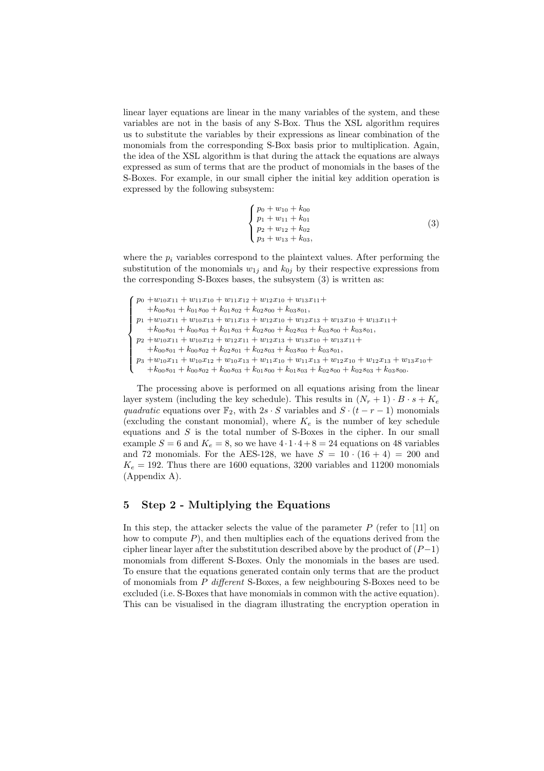linear layer equations are linear in the many variables of the system, and these variables are not in the basis of any S-Box. Thus the XSL algorithm requires us to substitute the variables by their expressions as linear combination of the monomials from the corresponding S-Box basis prior to multiplication. Again, the idea of the XSL algorithm is that during the attack the equations are always expressed as sum of terms that are the product of monomials in the bases of the S-Boxes. For example, in our small cipher the initial key addition operation is expressed by the following subsystem:

$$\begin{cases} p_0 + w_{10} + k_{00} \\ p_1 + w_{11} + k_{01} \\ p_2 + w_{12} + k_{02} \\ p_3 + w_{13} + k_{03}, \end{cases} \tag{3}$$

where the $p_i$ variables correspond to the plaintext values. After performing the substitution of the monomials $w_{1j}$ and $k_{0j}$ by their respective expressions from the corresponding S-Boxes bases, the subsystem (3) is written as:

$$\begin{cases} p_0 + w_{10}x_{11} + w_{11}x_{10} + w_{11}x_{12} + w_{12}x_{10} + w_{13}x_{11} + \\ \quad + k_{00}s_{01} + k_{01}s_{00} + k_{01}s_{02} + k_{02}s_{00} + k_{03}s_{01}, \\ p_1 + w_{10}x_{11} + w_{10}x_{13} + w_{11}x_{13} + w_{12}x_{10} + w_{12}x_{13} + w_{13}x_{10} + w_{13}x_{11} + \\ \quad + k_{00}s_{01} + k_{00}s_{03} + k_{01}s_{03} + k_{02}s_{00} + k_{02}s_{03} + k_{03}s_{00} + k_{03}s_{01}, \\ p_2 + w_{10}x_{11} + w_{10}x_{12} + w_{12}x_{11} + w_{12}x_{13} + w_{13}x_{10} + w_{13}x_{11} + \\ \quad + k_{00}s_{01} + k_{00}s_{02} + k_{02}s_{01} + k_{02}s_{03} + k_{03}s_{00} + k_{03}s_{01}, \\ p_3 + w_{10}x_{11} + w_{10}x_{12} + w_{10}x_{13} + w_{11}x_{10} + w_{11}x_{13} + w_{12}x_{10} + w_{12}x_{13} + w_{13}x_{10} + \\ \quad + k_{00}s_{01} + k_{00}s_{02} + k_{00}s_{03} + k_{01}s_{00} + k_{01}s_{03} + k_{02}s_{00} + k_{02}s_{03} + k_{03}s_{00}. \end{cases}$$

The processing above is performed on all equations arising from the linear layer system (including the key schedule). This results in $(N_r + 1) \cdot B \cdot s + K_e$ *quadratic* equations over $\mathbb{F}_2$, with $2s \cdot S$ variables and $S \cdot (t - r - 1)$ monomials (excluding the constant monomial), where $K_e$ is the number of key schedule equations and $S$ is the total number of S-Boxes in the cipher. In our small example $S = 6$ and $K_e = 8$, so we have $4 \cdot 1 \cdot 4 + 8 = 24$ equations on 48 variables and 72 monomials. For the AES-128, we have $S = 10 \cdot (16 + 4) = 200$ and $K_e = 192$. Thus there are 1600 equations, 3200 variables and 11200 monomials (Appendix A).

## 5 Step 2 - Multiplying the Equations

In this step, the attacker selects the value of the parameter $P$ (refer to [11] on how to compute $P$), and then multiplies each of the equations derived from the cipher linear layer after the substitution described above by the product of $(P-1)$ monomials from different S-Boxes. Only the monomials in the bases are used. To ensure that the equations generated contain only terms that are the product of monomials from $P$ *different* S-Boxes, a few neighbouring S-Boxes need to be excluded (i.e. S-Boxes that have monomials in common with the active equation). This can be visualised in the diagram illustrating the encryption operation in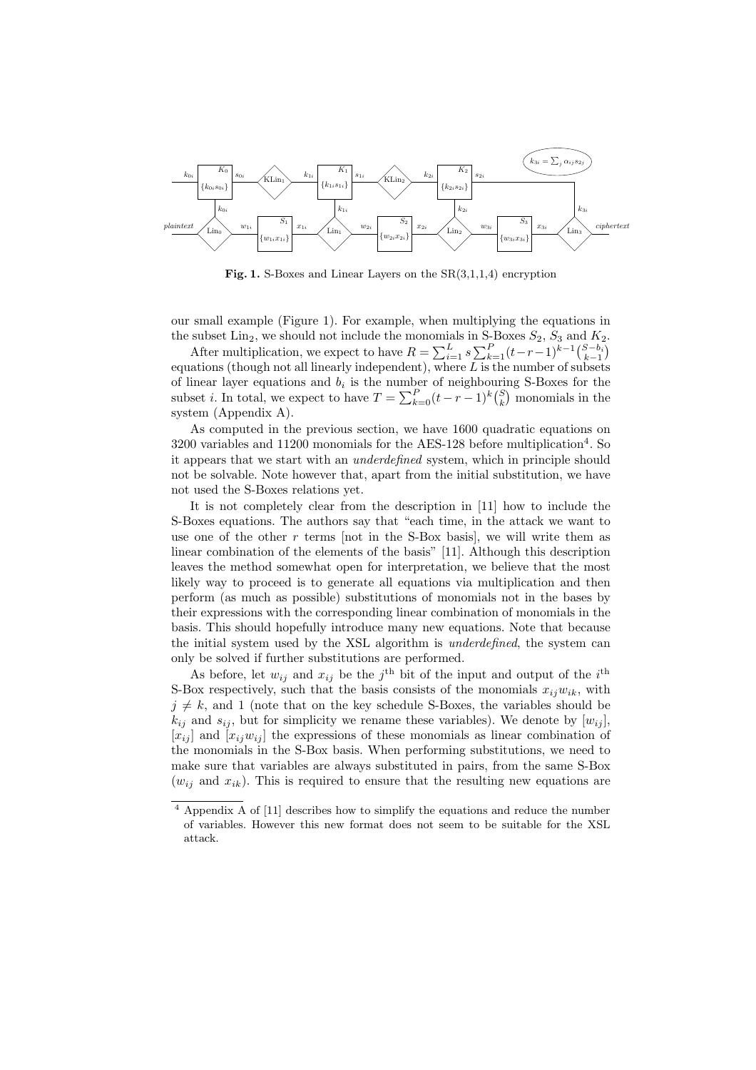**Fig. 1.** S-Boxes and Linear Layers on the SR(3,1,1,4) encryption

our small example (Figure 1). For example, when multiplying the equations in the subset $\text{Lin}_2$, we should not include the monomials in S-Boxes $S_2$, $S_3$ and $K_2$.

After multiplication, we expect to have $R = \sum_{i=1}^{L} s \sum_{k=1}^{P} (t-r-1)^{k-1} \binom{S-b_i}{k-1}$ equations (though not all linearly independent), where $L$ is the number of subsets of linear layer equations and $b_i$ is the number of neighbouring S-Boxes for the subset $i$. In total, we expect to have $T = \sum_{k=0}^{P} (t-r-1)^k \binom{S}{k}$ monomials in the system (Appendix A).

As computed in the previous section, we have 1600 quadratic equations on 3200 variables and 11200 monomials for the AES-128 before multiplication[4]. So it appears that we start with an *underdefined* system, which in principle should not be solvable. Note however that, apart from the initial substitution, we have not used the S-Boxes relations yet.

It is not completely clear from the description in [11] how to include the S-Boxes equations. The authors say that "each time, in the attack we want to use one of the other $r$ terms [not in the S-Box basis], we will write them as linear combination of the elements of the basis" [11]. Although this description leaves the method somewhat open for interpretation, we believe that the most likely way to proceed is to generate all equations via multiplication and then perform (as much as possible) substitutions of monomials not in the bases by their expressions with the corresponding linear combination of monomials in the basis. This should hopefully introduce many new equations. Note that because the initial system used by the XSL algorithm is *underdefined*, the system can only be solved if further substitutions are performed.

As before, let $w_{ij}$ and $x_{ij}$ be the $j^{\text{th}}$ bit of the input and output of the $i^{\text{th}}$ S-Box respectively, such that the basis consists of the monomials $x_{ij}w_{ik}$, with $j \neq k$, and 1 (note that on the key schedule S-Boxes, the variables should be $k_{ij}$ and $s_{ij}$, but for simplicity we rename these variables). We denote by $[w_{ij}]$, $[x_{ij}]$ and $[x_{ij}w_{ij}]$ the expressions of these monomials as linear combination of the monomials in the S-Box basis. When performing substitutions, we need to make sure that variables are always substituted in pairs, from the same S-Box ($w_{ij}$ and $x_{ik}$). This is required to ensure that the resulting new equations are

[4] Appendix A of [11] describes how to simplify the equations and reduce the number of variables. However this new format does not seem to be suitable for the XSL attack.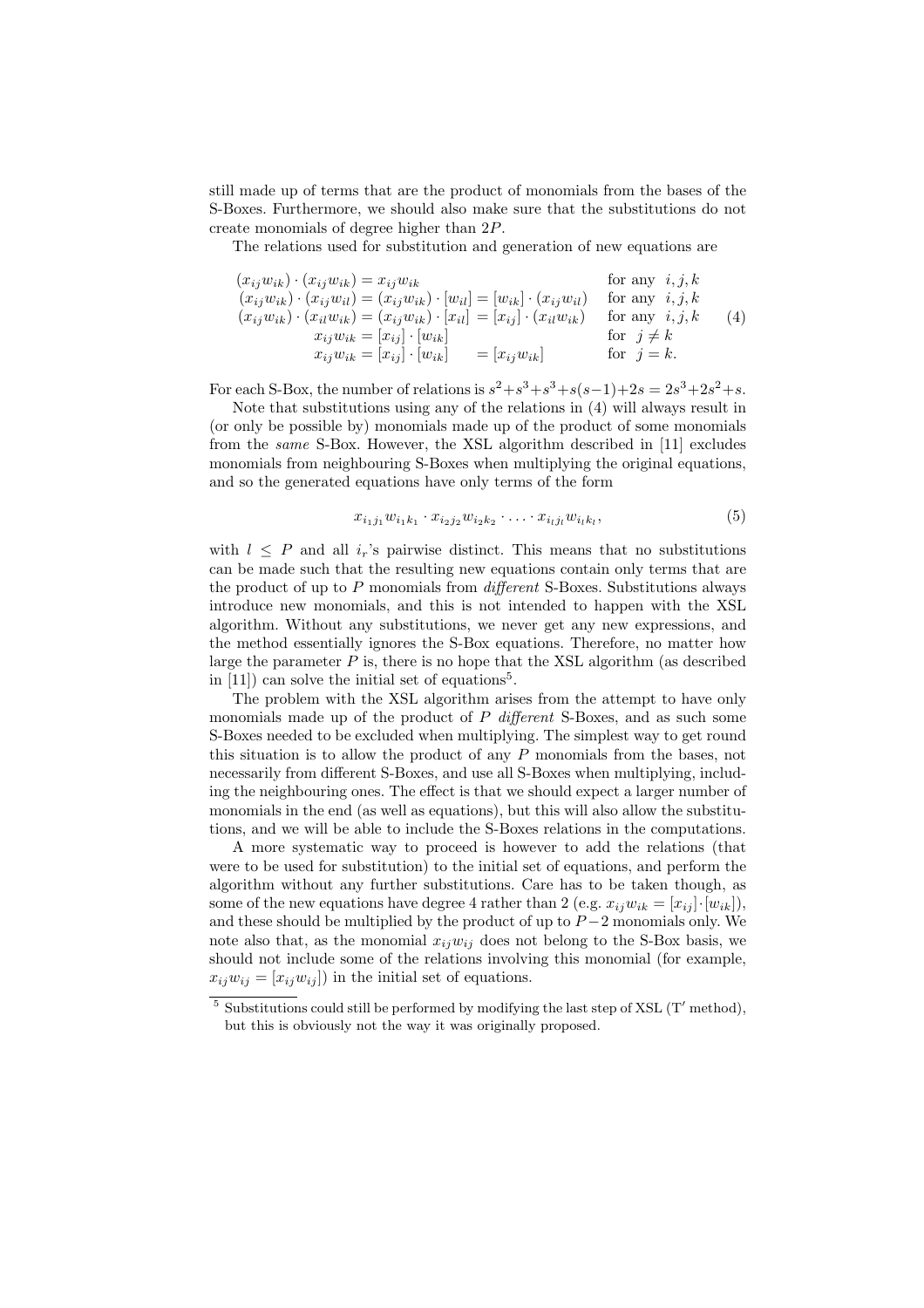still made up of terms that are the product of monomials from the bases of the S-Boxes. Furthermore, we should also make sure that the substitutions do not create monomials of degree higher than $2P$.

The relations used for substitution and generation of new equations are

$$
\begin{array}{lll}
(x_{ij}w_{ik}) \cdot (x_{ij}w_{ik}) = x_{ij}w_{ik} & & \text{for any } \; i,j,k \\
(x_{ij}w_{ik}) \cdot (x_{ij}w_{il}) = (x_{ij}w_{ik}) \cdot [w_{il}] = [w_{ik}] \cdot (x_{ij}w_{il}) & & \text{for any } \; i,j,k \\
(x_{ij}w_{ik}) \cdot (x_{il}w_{ik}) = (x_{ij}w_{ik}) \cdot [x_{il}] = [x_{ij}] \cdot (x_{il}w_{ik}) & & \text{for any } \; i,j,k \\
x_{ij}w_{ik} = [x_{ij}] \cdot [w_{ik}] & & \text{for } \; j \neq k \\
x_{ij}w_{ik} = [x_{ij}] \cdot [w_{ik}] & = [x_{ij}w_{ik}] & \text{for } \; j = k.
\end{array}
\tag{4}
$$

For each S-Box, the number of relations is $s^2+s^3+s^3+s(s-1)+2s = 2s^3+2s^2+s$.

Note that substitutions using any of the relations in (4) will always result in (or only be possible by) monomials made up of the product of some monomials from the *same* S-Box. However, the XSL algorithm described in [11] excludes monomials from neighbouring S-Boxes when multiplying the original equations, and so the generated equations have only terms of the form

$$
x_{i_1j_1}w_{i_1k_1} \cdot x_{i_2j_2}w_{i_2k_2} \cdot \ldots \cdot x_{i_lj_l}w_{i_lk_l}, \tag{5}
$$

with $l \leq P$ and all $i_r$'s pairwise distinct. This means that no substitutions can be made such that the resulting new equations contain only terms that are the product of up to $P$ monomials from *different* S-Boxes. Substitutions always introduce new monomials, and this is not intended to happen with the XSL algorithm. Without any substitutions, we never get any new expressions, and the method essentially ignores the S-Box equations. Therefore, no matter how large the parameter $P$ is, there is no hope that the XSL algorithm (as described in [11]) can solve the initial set of equations[5].

The problem with the XSL algorithm arises from the attempt to have only monomials made up of the product of $P$ *different* S-Boxes, and as such some S-Boxes needed to be excluded when multiplying. The simplest way to get round this situation is to allow the product of any $P$ monomials from the bases, not necessarily from different S-Boxes, and use all S-Boxes when multiplying, including the neighbouring ones. The effect is that we should expect a larger number of monomials in the end (as well as equations), but this will also allow the substitutions, and we will be able to include the S-Boxes relations in the computations.

A more systematic way to proceed is however to add the relations (that were to be used for substitution) to the initial set of equations, and perform the algorithm without any further substitutions. Care has to be taken though, as some of the new equations have degree 4 rather than 2 (e.g. $x_{ij}w_{ik} = [x_{ij}] \cdot [w_{ik}]$), and these should be multiplied by the product of up to $P-2$ monomials only. We note also that, as the monomial $x_{ij}w_{ij}$ does not belong to the S-Box basis, we should not include some of the relations involving this monomial (for example, $x_{ij}w_{ij} = [x_{ij}w_{ij}]$) in the initial set of equations.

[5] Substitutions could still be performed by modifying the last step of XSL ($\mathrm{T}'$ method), but this is obviously not the way it was originally proposed.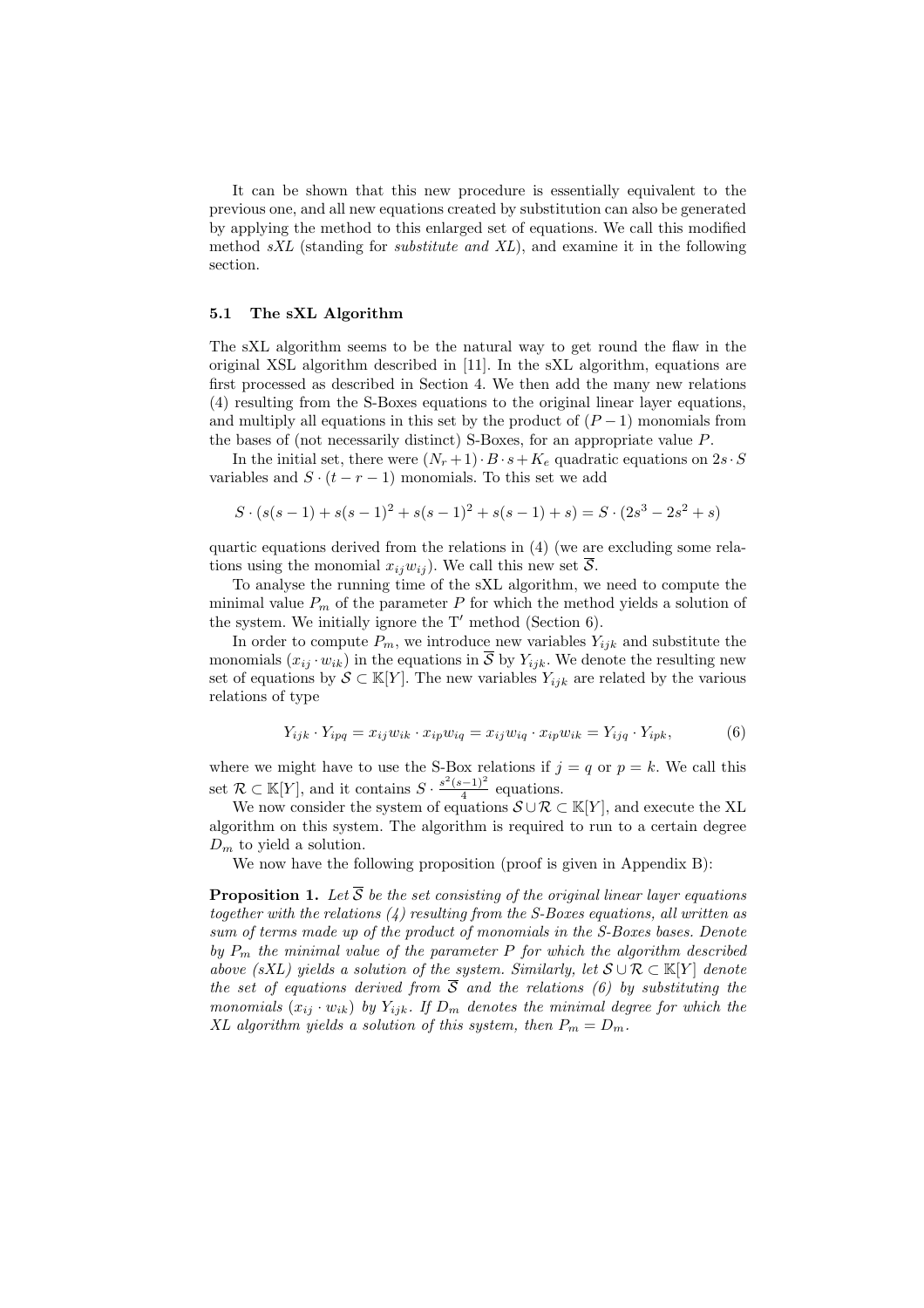It can be shown that this new procedure is essentially equivalent to the previous one, and all new equations created by substitution can also be generated by applying the method to this enlarged set of equations. We call this modified method *sXL* (standing for *substitute and XL*), and examine it in the following section.

### 5.1 The sXL Algorithm

The sXL algorithm seems to be the natural way to get round the flaw in the original XSL algorithm described in [11]. In the sXL algorithm, equations are first processed as described in Section 4. We then add the many new relations (4) resulting from the S-Boxes equations to the original linear layer equations, and multiply all equations in this set by the product of $(P-1)$ monomials from the bases of (not necessarily distinct) S-Boxes, for an appropriate value $P$.

In the initial set, there were $(N_r+1)\cdot B\cdot s+K_e$ quadratic equations on $2s\cdot S$ variables and $S\cdot(t-r-1)$ monomials. To this set we add

$$S\cdot(s(s-1)+s(s-1)^2+s(s-1)^2+s(s-1)+s)=S\cdot(2s^3-2s^2+s)$$

quartic equations derived from the relations in (4) (we are excluding some relations using the monomial $x_{ij}w_{ij}$). We call this new set $\overline{\mathcal{S}}$.

To analyse the running time of the sXL algorithm, we need to compute the minimal value $P_m$ of the parameter $P$ for which the method yields a solution of the system. We initially ignore the T′ method (Section 6).

In order to compute $P_m$, we introduce new variables $Y_{ijk}$ and substitute the monomials $(x_{ij}\cdot w_{ik})$ in the equations in $\overline{\mathcal{S}}$ by $Y_{ijk}$. We denote the resulting new set of equations by $\mathcal{S}\subset\mathbb{K}[Y]$. The new variables $Y_{ijk}$ are related by the various relations of type

$$Y_{ijk}\cdot Y_{ipq}=x_{ij}w_{ik}\cdot x_{ip}w_{iq}=x_{ij}w_{iq}\cdot x_{ip}w_{ik}=Y_{ijq}\cdot Y_{ipk}, \tag{6}$$

where we might have to use the S-Box relations if $j=q$ or $p=k$. We call this set $\mathcal{R}\subset\mathbb{K}[Y]$, and it contains $S\cdot\frac{s^2(s-1)^2}{4}$ equations.

We now consider the system of equations $\mathcal{S}\cup\mathcal{R}\subset\mathbb{K}[Y]$, and execute the XL algorithm on this system. The algorithm is required to run to a certain degree $D_m$ to yield a solution.

We now have the following proposition (proof is given in Appendix B):

**Proposition 1.** *Let $\overline{\mathcal{S}}$ be the set consisting of the original linear layer equations together with the relations (4) resulting from the S-Boxes equations, all written as sum of terms made up of the product of monomials in the S-Boxes bases. Denote by $P_m$ the minimal value of the parameter $P$ for which the algorithm described above (sXL) yields a solution of the system. Similarly, let $\mathcal{S}\cup\mathcal{R}\subset\mathbb{K}[Y]$ denote the set of equations derived from $\overline{\mathcal{S}}$ and the relations (6) by substituting the monomials $(x_{ij}\cdot w_{ik})$ by $Y_{ijk}$. If $D_m$ denotes the minimal degree for which the XL algorithm yields a solution of this system, then $P_m=D_m$.*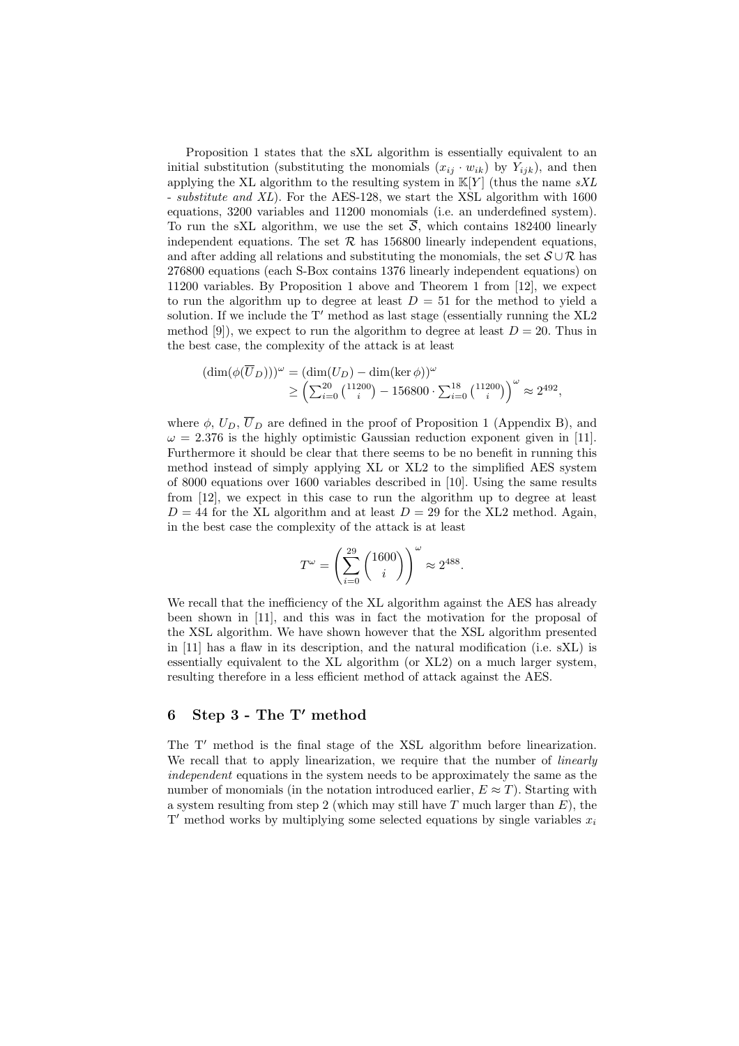Proposition 1 states that the sXL algorithm is essentially equivalent to an initial substitution (substituting the monomials $(x_{ij} \cdot w_{ik})$ by $Y_{ijk}$), and then applying the XL algorithm to the resulting system in $\mathbb{K}[Y]$ (thus the name *sXL - substitute and XL*). For the AES-128, we start the XSL algorithm with 1600 equations, 3200 variables and 11200 monomials (i.e. an underdefined system). To run the sXL algorithm, we use the set $\overline{\mathcal{S}}$, which contains 182400 linearly independent equations. The set $\mathcal{R}$ has 156800 linearly independent equations, and after adding all relations and substituting the monomials, the set $\mathcal{S} \cup \mathcal{R}$ has 276800 equations (each S-Box contains 1376 linearly independent equations) on 11200 variables. By Proposition 1 above and Theorem 1 from [12], we expect to run the algorithm up to degree at least $D = 51$ for the method to yield a solution. If we include the T′ method as last stage (essentially running the XL2 method [9]), we expect to run the algorithm to degree at least $D = 20$. Thus in the best case, the complexity of the attack is at least

$$
\begin{aligned}
(\dim(\phi(\overline{U}_D)))^\omega &= (\dim(U_D) - \dim(\ker \phi))^\omega \\
&\geq \left(\sum_{i=0}^{20} \binom{11200}{i} - 156800 \cdot \sum_{i=0}^{18} \binom{11200}{i}\right)^\omega \approx 2^{492},
\end{aligned}
$$

where $\phi$, $U_D$, $\overline{U}_D$ are defined in the proof of Proposition 1 (Appendix B), and $\omega = 2.376$ is the highly optimistic Gaussian reduction exponent given in [11]. Furthermore it should be clear that there seems to be no benefit in running this method instead of simply applying XL or XL2 to the simplified AES system of 8000 equations over 1600 variables described in [10]. Using the same results from [12], we expect in this case to run the algorithm up to degree at least $D = 44$ for the XL algorithm and at least $D = 29$ for the XL2 method. Again, in the best case the complexity of the attack is at least

$$
T^\omega = \left(\sum_{i=0}^{29} \binom{1600}{i}\right)^\omega \approx 2^{488}.
$$

We recall that the inefficiency of the XL algorithm against the AES has already been shown in [11], and this was in fact the motivation for the proposal of the XSL algorithm. We have shown however that the XSL algorithm presented in [11] has a flaw in its description, and the natural modification (i.e. sXL) is essentially equivalent to the XL algorithm (or XL2) on a much larger system, resulting therefore in a less efficient method of attack against the AES.

## 6 Step 3 - The T′ method

The T′ method is the final stage of the XSL algorithm before linearization. We recall that to apply linearization, we require that the number of *linearly independent* equations in the system needs to be approximately the same as the number of monomials (in the notation introduced earlier, $E \approx T$). Starting with a system resulting from step 2 (which may still have $T$ much larger than $E$), the T′ method works by multiplying some selected equations by single variables $x_i$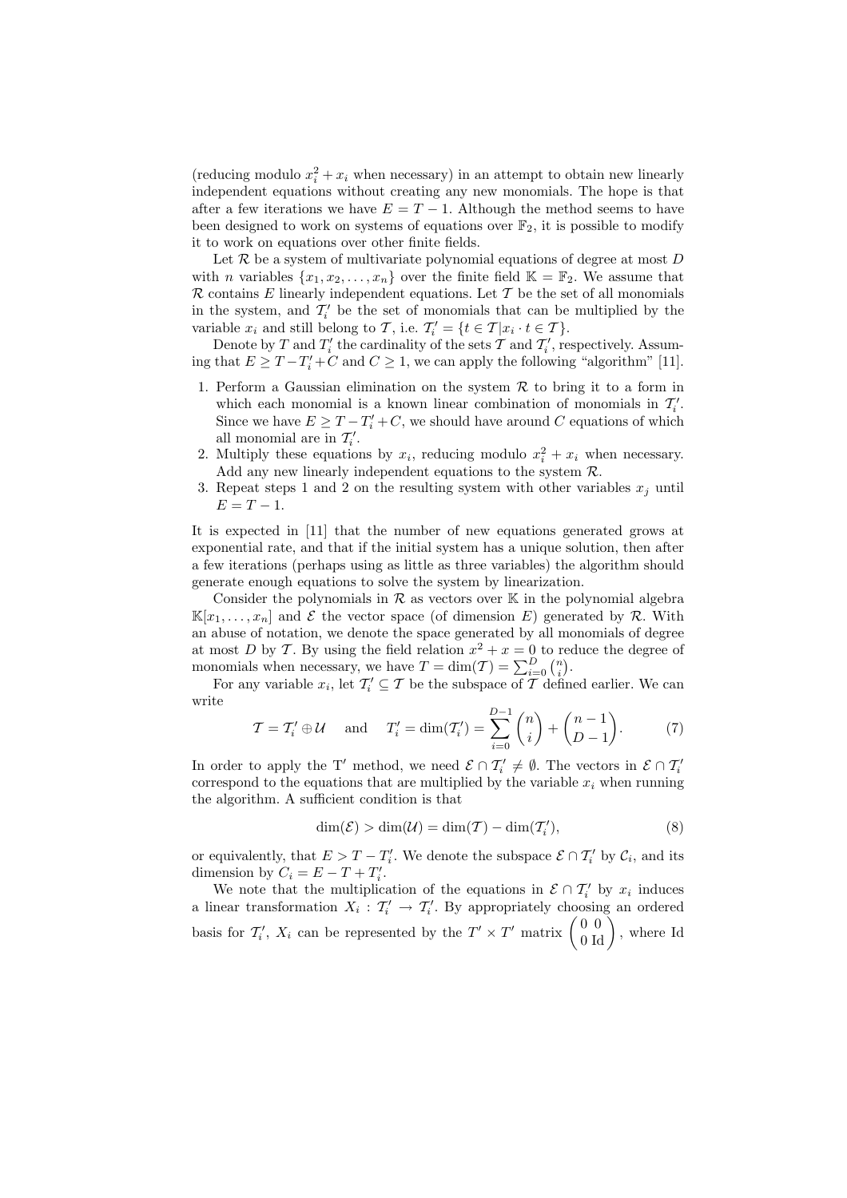(reducing modulo $x_i^2 + x_i$ when necessary) in an attempt to obtain new linearly independent equations without creating any new monomials. The hope is that after a few iterations we have $E = T - 1$. Although the method seems to have been designed to work on systems of equations over $\mathbb{F}_2$, it is possible to modify it to work on equations over other finite fields.

Let $\mathcal{R}$ be a system of multivariate polynomial equations of degree at most $D$ with $n$ variables $\{x_1, x_2, \ldots, x_n\}$ over the finite field $\mathbb{K} = \mathbb{F}_2$. We assume that $\mathcal{R}$ contains $E$ linearly independent equations. Let $\mathcal{T}$ be the set of all monomials in the system, and $\mathcal{T}'_i$ be the set of monomials that can be multiplied by the variable $x_i$ and still belong to $\mathcal{T}$, i.e. $\mathcal{T}'_i = \{t \in \mathcal{T} | x_i \cdot t \in \mathcal{T}\}$.

Denote by $T$ and $T'_i$ the cardinality of the sets $\mathcal{T}$ and $\mathcal{T}'_i$, respectively. Assuming that $E \geq T - T'_i + C$ and $C \geq 1$, we can apply the following "algorithm" [11].

1. Perform a Gaussian elimination on the system $\mathcal{R}$ to bring it to a form in which each monomial is a known linear combination of monomials in $\mathcal{T}'_i$. Since we have $E \geq T - T'_i + C$, we should have around $C$ equations of which all monomial are in $\mathcal{T}'_i$.
2. Multiply these equations by $x_i$, reducing modulo $x_i^2 + x_i$ when necessary. Add any new linearly independent equations to the system $\mathcal{R}$.
3. Repeat steps 1 and 2 on the resulting system with other variables $x_j$ until $E = T - 1$.

It is expected in [11] that the number of new equations generated grows at exponential rate, and that if the initial system has a unique solution, then after a few iterations (perhaps using as little as three variables) the algorithm should generate enough equations to solve the system by linearization.

Consider the polynomials in $\mathcal{R}$ as vectors over $\mathbb{K}$ in the polynomial algebra $\mathbb{K}[x_1, \ldots, x_n]$ and $\mathcal{E}$ the vector space (of dimension $E$) generated by $\mathcal{R}$. With an abuse of notation, we denote the space generated by all monomials of degree at most $D$ by $\mathcal{T}$. By using the field relation $x^2 + x = 0$ to reduce the degree of monomials when necessary, we have $T = \dim(\mathcal{T}) = \sum_{i=0}^{D} \binom{n}{i}$.

For any variable $x_i$, let $\mathcal{T}'_i \subseteq \mathcal{T}$ be the subspace of $\mathcal{T}$ defined earlier. We can write

$$\mathcal{T} = \mathcal{T}'_i \oplus \mathcal{U} \quad \text{and} \quad T'_i = \dim(\mathcal{T}'_i) = \sum_{i=0}^{D-1} \binom{n}{i} + \binom{n-1}{D-1}. \tag{7}$$

In order to apply the T′ method, we need $\mathcal{E} \cap \mathcal{T}'_i \neq \emptyset$. The vectors in $\mathcal{E} \cap \mathcal{T}'_i$ correspond to the equations that are multiplied by the variable $x_i$ when running the algorithm. A sufficient condition is that

$$\dim(\mathcal{E}) > \dim(\mathcal{U}) = \dim(\mathcal{T}) - \dim(\mathcal{T}'_i), \tag{8}$$

or equivalently, that $E > T - T'_i$. We denote the subspace $\mathcal{E} \cap \mathcal{T}'_i$ by $\mathcal{C}_i$, and its dimension by $C_i = E - T + T'_i$.

We note that the multiplication of the equations in $\mathcal{E} \cap \mathcal{T}'_i$ by $x_i$ induces a linear transformation $X_i : \mathcal{T}'_i \to \mathcal{T}'_i$. By appropriately choosing an ordered basis for $\mathcal{T}'_i$, $X_i$ can be represented by the $T' \times T'$ matrix $\begin{pmatrix} 0 & 0 \\ 0 & \mathrm{Id} \end{pmatrix}$, where Id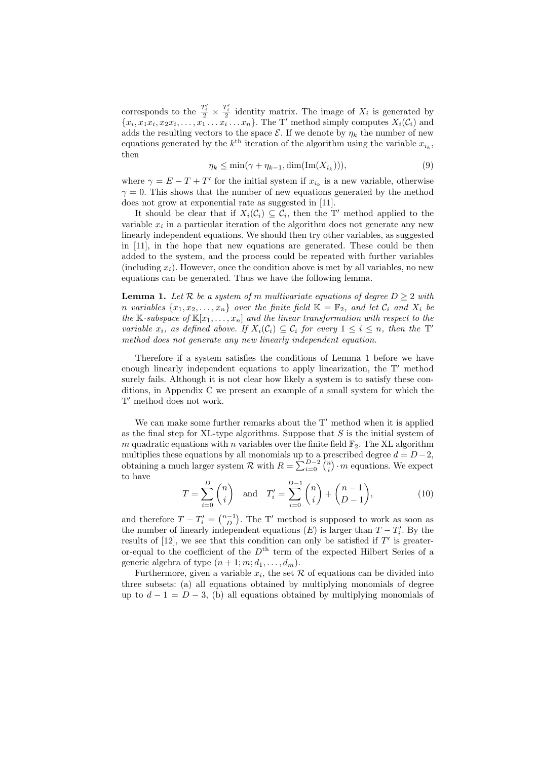corresponds to the $\frac{T'_i}{2} \times \frac{T'_i}{2}$ identity matrix. The image of $X_i$ is generated by $\{x_i, x_1 x_i, x_2 x_i, \ldots, x_1 \ldots x_i \ldots x_n\}$. The T$'$ method simply computes $X_i(\mathcal{C}_i)$ and adds the resulting vectors to the space $\mathcal{E}$. If we denote by $\eta_k$ the number of new equations generated by the $k^{\text{th}}$ iteration of the algorithm using the variable $x_{i_k}$, then

$$\eta_k \leq \min(\gamma + \eta_{k-1}, \dim(\mathrm{Im}(X_{i_k}))), \tag{9}$$

where $\gamma = E - T + T'$ for the initial system if $x_{i_k}$ is a new variable, otherwise $\gamma = 0$. This shows that the number of new equations generated by the method does not grow at exponential rate as suggested in [11].

It should be clear that if $X_i(\mathcal{C}_i) \subseteq \mathcal{C}_i$, then the T$'$ method applied to the variable $x_i$ in a particular iteration of the algorithm does not generate any new linearly independent equations. We should then try other variables, as suggested in [11], in the hope that new equations are generated. These could be then added to the system, and the process could be repeated with further variables (including $x_i$). However, once the condition above is met by all variables, no new equations can be generated. Thus we have the following lemma.

**Lemma 1.** *Let $\mathcal{R}$ be a system of $m$ multivariate equations of degree $D \geq 2$ with $n$ variables $\{x_1, x_2, \ldots, x_n\}$ over the finite field $\mathbb{K} = \mathbb{F}_2$, and let $\mathcal{C}_i$ and $X_i$ be the $\mathbb{K}$-subspace of $\mathbb{K}[x_1, \ldots, x_n]$ and the linear transformation with respect to the variable $x_i$, as defined above. If $X_i(\mathcal{C}_i) \subseteq \mathcal{C}_i$ for every $1 \leq i \leq n$, then the* T$'$ *method does not generate any new linearly independent equation.*

Therefore if a system satisfies the conditions of Lemma 1 before we have enough linearly independent equations to apply linearization, the T$'$ method surely fails. Although it is not clear how likely a system is to satisfy these conditions, in Appendix C we present an example of a small system for which the T$'$ method does not work.

We can make some further remarks about the T$'$ method when it is applied as the final step for XL-type algorithms. Suppose that $S$ is the initial system of $m$ quadratic equations with $n$ variables over the finite field $\mathbb{F}_2$. The XL algorithm multiplies these equations by all monomials up to a prescribed degree $d = D-2$, obtaining a much larger system $\mathcal{R}$ with $R = \sum_{i=0}^{D-2} \binom{n}{i} \cdot m$ equations. We expect to have

$$T = \sum_{i=0}^{D} \binom{n}{i} \quad \text{and} \quad T'_i = \sum_{i=0}^{D-1} \binom{n}{i} + \binom{n-1}{D-1}, \tag{10}$$

and therefore $T - T'_i = \binom{n-1}{D}$. The T$'$ method is supposed to work as soon as the number of linearly independent equations ($E$) is larger than $T - T'_i$. By the results of [12], we see that this condition can only be satisfied if $T'$ is greater-or-equal to the coefficient of the $D^{\text{th}}$ term of the expected Hilbert Series of a generic algebra of type $(n+1; m; d_1, \ldots, d_m)$.

Furthermore, given a variable $x_i$, the set $\mathcal{R}$ of equations can be divided into three subsets: (a) all equations obtained by multiplying monomials of degree up to $d - 1 = D - 3$, (b) all equations obtained by multiplying monomials of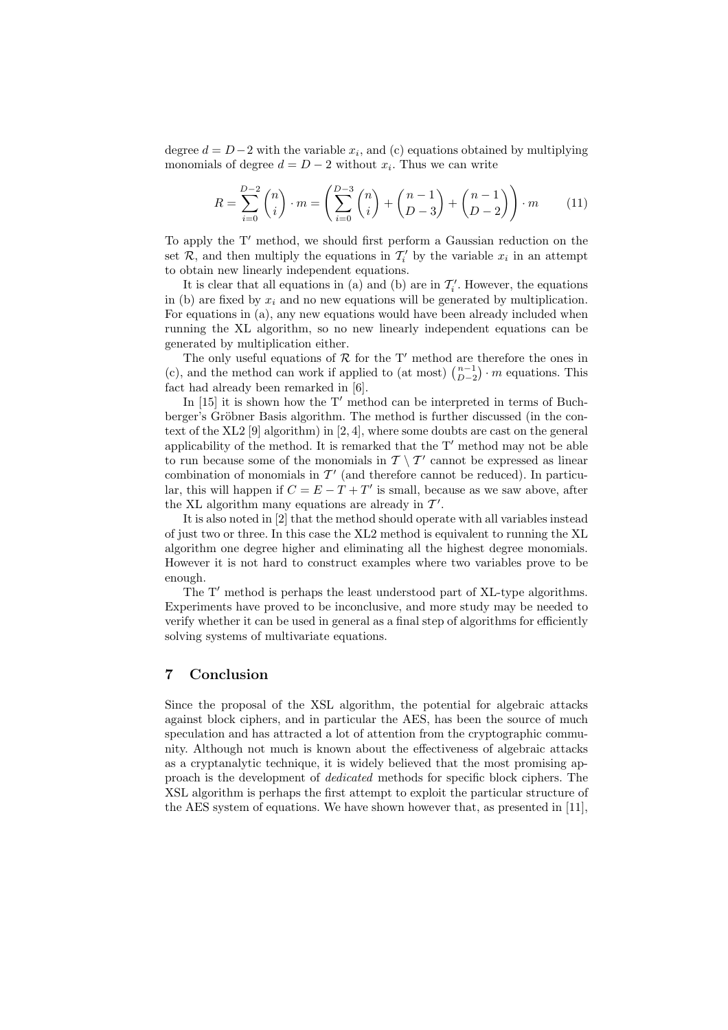degree $d = D-2$ with the variable $x_i$, and (c) equations obtained by multiplying monomials of degree $d = D-2$ without $x_i$. Thus we can write

$$R = \sum_{i=0}^{D-2} \binom{n}{i} \cdot m = \left( \sum_{i=0}^{D-3} \binom{n}{i} + \binom{n-1}{D-3} + \binom{n-1}{D-2} \right) \cdot m \qquad (11)$$

To apply the T′ method, we should first perform a Gaussian reduction on the set $\mathcal{R}$, and then multiply the equations in $\mathcal{T}_i'$ by the variable $x_i$ in an attempt to obtain new linearly independent equations.

It is clear that all equations in (a) and (b) are in $\mathcal{T}_i'$. However, the equations in (b) are fixed by $x_i$ and no new equations will be generated by multiplication. For equations in (a), any new equations would have been already included when running the XL algorithm, so no new linearly independent equations can be generated by multiplication either.

The only useful equations of $\mathcal{R}$ for the T′ method are therefore the ones in (c), and the method can work if applied to (at most) $\binom{n-1}{D-2} \cdot m$ equations. This fact had already been remarked in [6].

In [15] it is shown how the T′ method can be interpreted in terms of Buchberger's Gröbner Basis algorithm. The method is further discussed (in the context of the XL2 [9] algorithm) in [2, 4], where some doubts are cast on the general applicability of the method. It is remarked that the T′ method may not be able to run because some of the monomials in $\mathcal{T} \setminus \mathcal{T}'$ cannot be expressed as linear combination of monomials in $\mathcal{T}'$ (and therefore cannot be reduced). In particular, this will happen if $C = E - T + T'$ is small, because as we saw above, after the XL algorithm many equations are already in $\mathcal{T}'$.

It is also noted in [2] that the method should operate with all variables instead of just two or three. In this case the XL2 method is equivalent to running the XL algorithm one degree higher and eliminating all the highest degree monomials. However it is not hard to construct examples where two variables prove to be enough.

The T′ method is perhaps the least understood part of XL-type algorithms. Experiments have proved to be inconclusive, and more study may be needed to verify whether it can be used in general as a final step of algorithms for efficiently solving systems of multivariate equations.

## 7 Conclusion

Since the proposal of the XSL algorithm, the potential for algebraic attacks against block ciphers, and in particular the AES, has been the source of much speculation and has attracted a lot of attention from the cryptographic community. Although not much is known about the effectiveness of algebraic attacks as a cryptanalytic technique, it is widely believed that the most promising approach is the development of *dedicated* methods for specific block ciphers. The XSL algorithm is perhaps the first attempt to exploit the particular structure of the AES system of equations. We have shown however that, as presented in [11],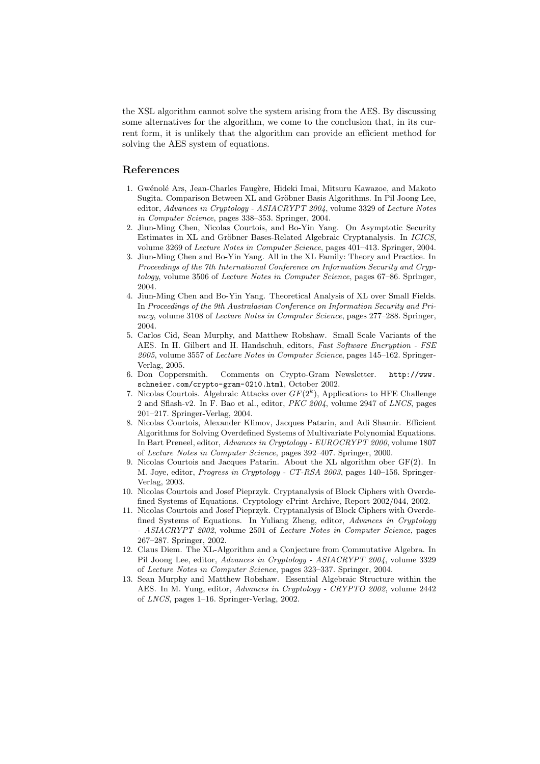the XSL algorithm cannot solve the system arising from the AES. By discussing some alternatives for the algorithm, we come to the conclusion that, in its current form, it is unlikely that the algorithm can provide an efficient method for solving the AES system of equations.

## References

1. Gwénolé Ars, Jean-Charles Faugère, Hideki Imai, Mitsuru Kawazoe, and Makoto Sugita. Comparison Between XL and Gröbner Basis Algorithms. In Pil Joong Lee, editor, *Advances in Cryptology - ASIACRYPT 2004*, volume 3329 of *Lecture Notes in Computer Science*, pages 338–353. Springer, 2004.
2. Jiun-Ming Chen, Nicolas Courtois, and Bo-Yin Yang. On Asymptotic Security Estimates in XL and Gröbner Bases-Related Algebraic Cryptanalysis. In *ICICS*, volume 3269 of *Lecture Notes in Computer Science*, pages 401–413. Springer, 2004.
3. Jiun-Ming Chen and Bo-Yin Yang. All in the XL Family: Theory and Practice. In *Proceedings of the 7th International Conference on Information Security and Cryptology*, volume 3506 of *Lecture Notes in Computer Science*, pages 67–86. Springer, 2004.
4. Jiun-Ming Chen and Bo-Yin Yang. Theoretical Analysis of XL over Small Fields. In *Proceedings of the 9th Australasian Conference on Information Security and Privacy*, volume 3108 of *Lecture Notes in Computer Science*, pages 277–288. Springer, 2004.
5. Carlos Cid, Sean Murphy, and Matthew Robshaw. Small Scale Variants of the AES. In H. Gilbert and H. Handschuh, editors, *Fast Software Encryption - FSE 2005*, volume 3557 of *Lecture Notes in Computer Science*, pages 145–162. Springer-Verlag, 2005.
6. Don Coppersmith. Comments on Crypto-Gram Newsletter. `http://www.schneier.com/crypto-gram-0210.html`, October 2002.
7. Nicolas Courtois. Algebraic Attacks over $GF(2^k)$, Applications to HFE Challenge 2 and Sflash-v2. In F. Bao et al., editor, *PKC 2004*, volume 2947 of *LNCS*, pages 201–217. Springer-Verlag, 2004.
8. Nicolas Courtois, Alexander Klimov, Jacques Patarin, and Adi Shamir. Efficient Algorithms for Solving Overdefined Systems of Multivariate Polynomial Equations. In Bart Preneel, editor, *Advances in Cryptology - EUROCRYPT 2000*, volume 1807 of *Lecture Notes in Computer Science*, pages 392–407. Springer, 2000.
9. Nicolas Courtois and Jacques Patarin. About the XL algorithm ober GF(2). In M. Joye, editor, *Progress in Cryptology - CT-RSA 2003*, pages 140–156. Springer-Verlag, 2003.
10. Nicolas Courtois and Josef Pieprzyk. Cryptanalysis of Block Ciphers with Overdefined Systems of Equations. Cryptology ePrint Archive, Report 2002/044, 2002.
11. Nicolas Courtois and Josef Pieprzyk. Cryptanalysis of Block Ciphers with Overdefined Systems of Equations. In Yuliang Zheng, editor, *Advances in Cryptology - ASIACRYPT 2002*, volume 2501 of *Lecture Notes in Computer Science*, pages 267–287. Springer, 2002.
12. Claus Diem. The XL-Algorithm and a Conjecture from Commutative Algebra. In Pil Joong Lee, editor, *Advances in Cryptology - ASIACRYPT 2004*, volume 3329 of *Lecture Notes in Computer Science*, pages 323–337. Springer, 2004.
13. Sean Murphy and Matthew Robshaw. Essential Algebraic Structure within the AES. In M. Yung, editor, *Advances in Cryptology - CRYPTO 2002*, volume 2442 of *LNCS*, pages 1–16. Springer-Verlag, 2002.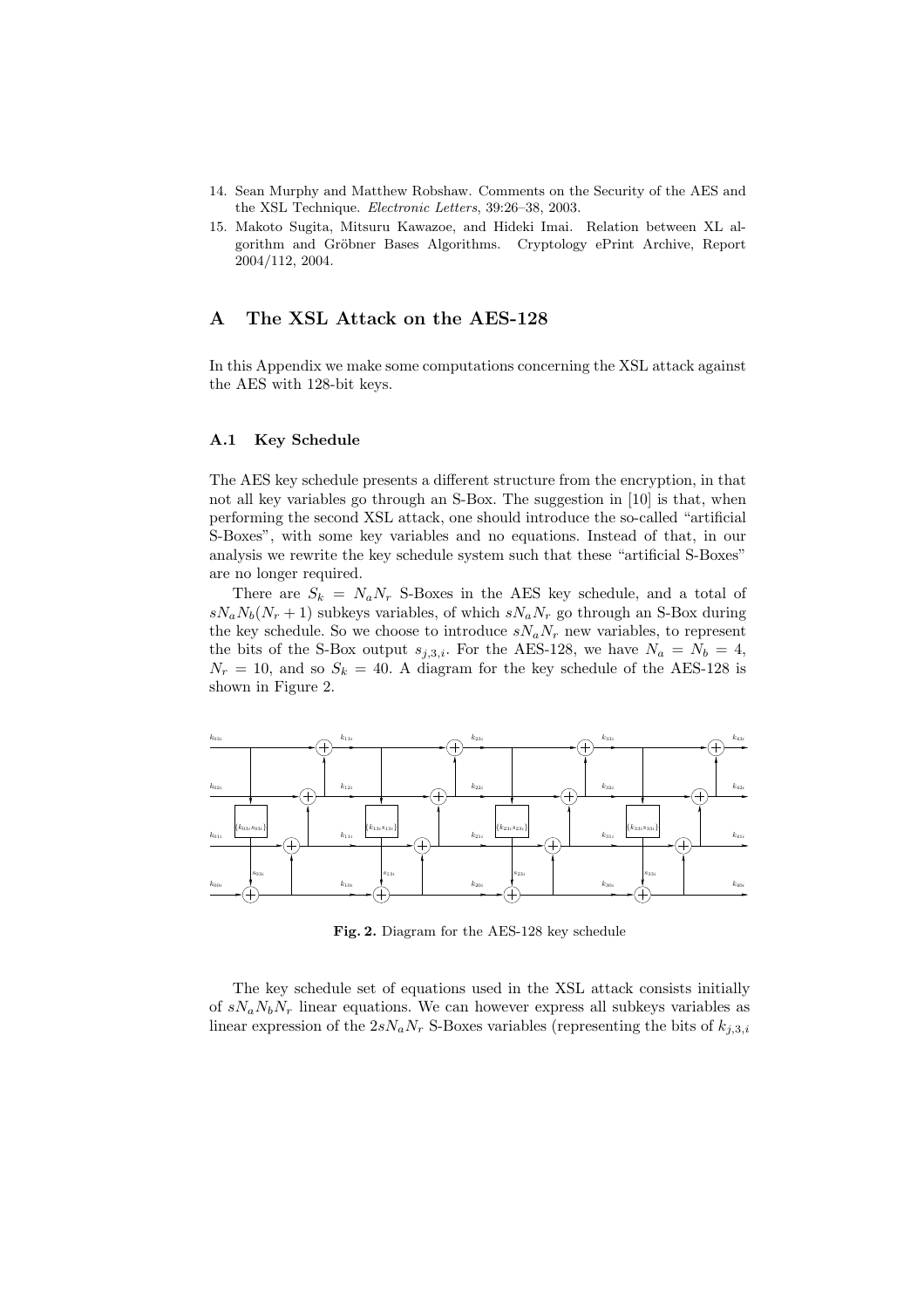14. Sean Murphy and Matthew Robshaw. Comments on the Security of the AES and the XSL Technique. *Electronic Letters*, 39:26–38, 2003.
15. Makoto Sugita, Mitsuru Kawazoe, and Hideki Imai. Relation between XL algorithm and Gröbner Bases Algorithms. Cryptology ePrint Archive, Report 2004/112, 2004.

## A The XSL Attack on the AES-128

In this Appendix we make some computations concerning the XSL attack against the AES with 128-bit keys.

### A.1 Key Schedule

The AES key schedule presents a different structure from the encryption, in that not all key variables go through an S-Box. The suggestion in [10] is that, when performing the second XSL attack, one should introduce the so-called "artificial S-Boxes", with some key variables and no equations. Instead of that, in our analysis we rewrite the key schedule system such that these "artificial S-Boxes" are no longer required.

There are $S_k = N_a N_r$ S-Boxes in the AES key schedule, and a total of $sN_aN_b(N_r+1)$ subkeys variables, of which $sN_aN_r$ go through an S-Box during the key schedule. So we choose to introduce $sN_aN_r$ new variables, to represent the bits of the S-Box output $s_{j,3,i}$. For the AES-128, we have $N_a = N_b = 4$, $N_r = 10$, and so $S_k = 40$. A diagram for the key schedule of the AES-128 is shown in Figure 2.

**Fig. 2.** Diagram for the AES-128 key schedule

The key schedule set of equations used in the XSL attack consists initially of $sN_aN_bN_r$ linear equations. We can however express all subkeys variables as linear expression of the $2sN_aN_r$ S-Boxes variables (representing the bits of $k_{j,3,i}$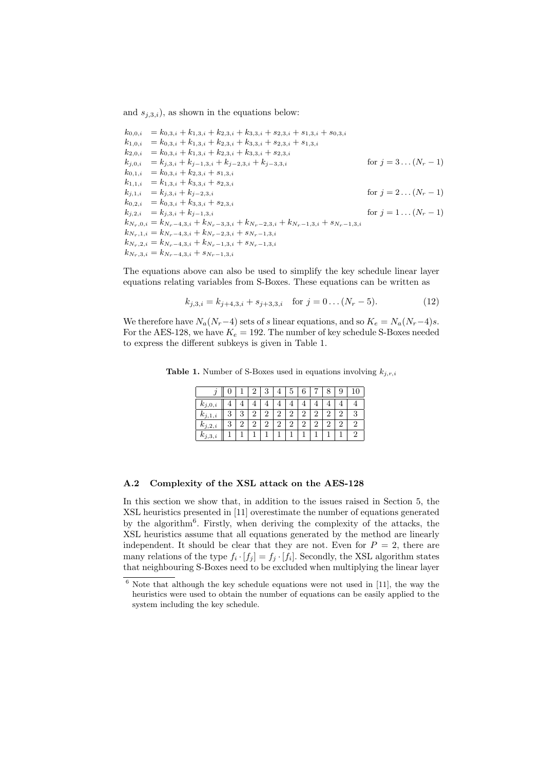and $s_{j,3,i}$), as shown in the equations below:

$$
\begin{array}{lll}
k_{0,0,i} & = k_{0,3,i} + k_{1,3,i} + k_{2,3,i} + k_{3,3,i} + s_{2,3,i} + s_{1,3,i} + s_{0,3,i} & \\
k_{1,0,i} & = k_{0,3,i} + k_{1,3,i} + k_{2,3,i} + k_{3,3,i} + s_{2,3,i} + s_{1,3,i} & \\
k_{2,0,i} & = k_{0,3,i} + k_{1,3,i} + k_{2,3,i} + k_{3,3,i} + s_{2,3,i} & \\
k_{j,0,i} & = k_{j,3,i} + k_{j-1,3,i} + k_{j-2,3,i} + k_{j-3,3,i} & \text{for } j = 3 \ldots (N_r - 1) \\
k_{0,1,i} & = k_{0,3,i} + k_{2,3,i} + s_{1,3,i} & \\
k_{1,1,i} & = k_{1,3,i} + k_{3,3,i} + s_{2,3,i} & \\
k_{j,1,i} & = k_{j,3,i} + k_{j-2,3,i} & \text{for } j = 2 \ldots (N_r - 1) \\
k_{0,2,i} & = k_{0,3,i} + k_{3,3,i} + s_{2,3,i} & \\
k_{j,2,i} & = k_{j,3,i} + k_{j-1,3,i} & \text{for } j = 1 \ldots (N_r - 1) \\
k_{N_r,0,i} & = k_{N_r-4,3,i} + k_{N_r-3,3,i} + k_{N_r-2,3,i} + k_{N_r-1,3,i} + s_{N_r-1,3,i} & \\
k_{N_r,1,i} & = k_{N_r-4,3,i} + k_{N_r-2,3,i} + s_{N_r-1,3,i} & \\
k_{N_r,2,i} & = k_{N_r-4,3,i} + k_{N_r-1,3,i} + s_{N_r-1,3,i} & \\
k_{N_r,3,i} & = k_{N_r-4,3,i} + s_{N_r-1,3,i} &
\end{array}
$$

The equations above can also be used to simplify the key schedule linear layer equations relating variables from S-Boxes. These equations can be written as

$$k_{j,3,i} = k_{j+4,3,i} + s_{j+3,3,i} \quad \text{for } j = 0 \ldots (N_r - 5). \tag{12}$$

We therefore have $N_a(N_r-4)$ sets of $s$ linear equations, and so $K_e = N_a(N_r-4)s$. For the AES-128, we have $K_e = 192$. The number of key schedule S-Boxes needed to express the different subkeys is given in Table 1.

**Table 1.** Number of S-Boxes used in equations involving $k_{j,r,i}$

| $j$ | 0 | 1 | 2 | 3 | 4 | 5 | 6 | 7 | 8 | 9 | 10 |
|---|---|---|---|---|---|---|---|---|---|---|---|
| $k_{j,0,i}$ | 4 | 4 | 4 | 4 | 4 | 4 | 4 | 4 | 4 | 4 | 4 |
| $k_{j,1,i}$ | 3 | 3 | 2 | 2 | 2 | 2 | 2 | 2 | 2 | 2 | 3 |
| $k_{j,2,i}$ | 3 | 2 | 2 | 2 | 2 | 2 | 2 | 2 | 2 | 2 | 2 |
| $k_{j,3,i}$ | 1 | 1 | 1 | 1 | 1 | 1 | 1 | 1 | 1 | 1 | 2 |

### A.2 Complexity of the XSL attack on the AES-128

In this section we show that, in addition to the issues raised in Section 5, the XSL heuristics presented in [11] overestimate the number of equations generated by the algorithm[6]. Firstly, when deriving the complexity of the attacks, the XSL heuristics assume that all equations generated by the method are linearly independent. It should be clear that they are not. Even for $P = 2$, there are many relations of the type $f_i \cdot [f_j] = f_j \cdot [f_i]$. Secondly, the XSL algorithm states that neighbouring S-Boxes need to be excluded when multiplying the linear layer

[6] Note that although the key schedule equations were not used in [11], the way the heuristics were used to obtain the number of equations can be easily applied to the system including the key schedule.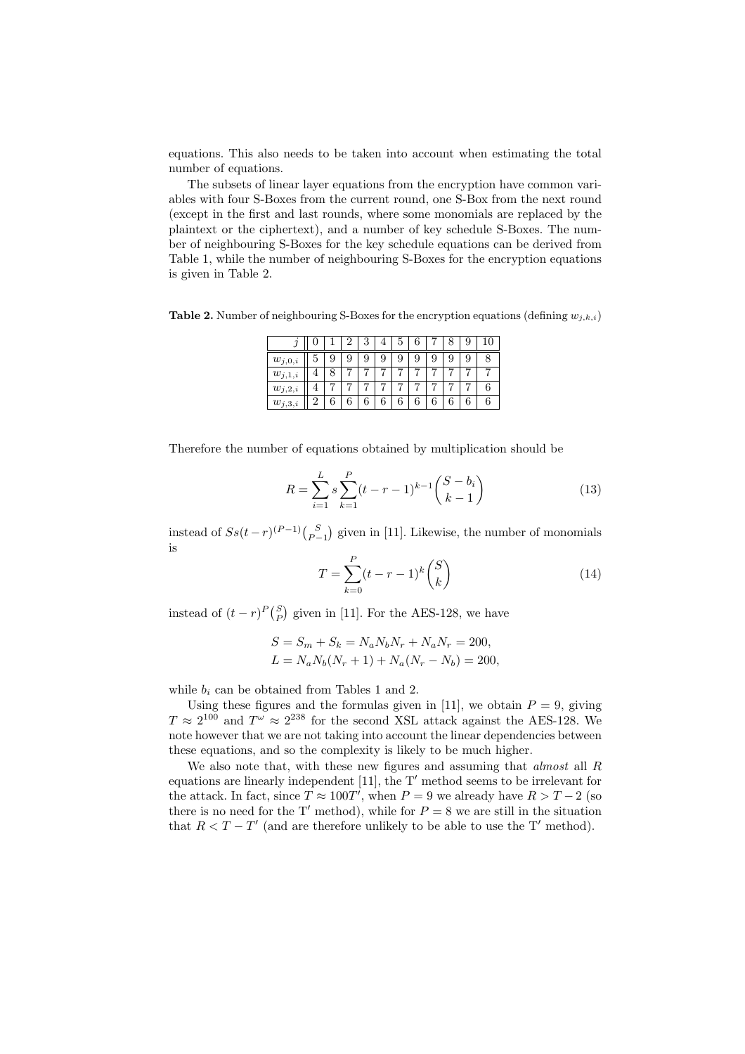equations. This also needs to be taken into account when estimating the total number of equations.

The subsets of linear layer equations from the encryption have common variables with four S-Boxes from the current round, one S-Box from the next round (except in the first and last rounds, where some monomials are replaced by the plaintext or the ciphertext), and a number of key schedule S-Boxes. The number of neighbouring S-Boxes for the key schedule equations can be derived from Table 1, while the number of neighbouring S-Boxes for the encryption equations is given in Table 2.

**Table 2.** Number of neighbouring S-Boxes for the encryption equations (defining $w_{j,k,i}$)

| $j$ | 0 | 1 | 2 | 3 | 4 | 5 | 6 | 7 | 8 | 9 | 10 |
|---|---|---|---|---|---|---|---|---|---|---|---|
| $w_{j,0,i}$ | 5 | 9 | 9 | 9 | 9 | 9 | 9 | 9 | 9 | 9 | 8 |
| $w_{j,1,i}$ | 4 | 8 | 7 | 7 | 7 | 7 | 7 | 7 | 7 | 7 | 7 |
| $w_{j,2,i}$ | 4 | 7 | 7 | 7 | 7 | 7 | 7 | 7 | 7 | 7 | 6 |
| $w_{j,3,i}$ | 2 | 6 | 6 | 6 | 6 | 6 | 6 | 6 | 6 | 6 | 6 |

Therefore the number of equations obtained by multiplication should be

$$R = \sum_{i=1}^{L} s \sum_{k=1}^{P} (t-r-1)^{k-1} \binom{S-b_i}{k-1} \tag{13}$$

instead of $Ss(t-r)^{(P-1)}\binom{S}{P-1}$ given in [11]. Likewise, the number of monomials is

$$T = \sum_{k=0}^{P} (t-r-1)^k \binom{S}{k} \tag{14}$$

instead of $(t-r)^P\binom{S}{P}$ given in [11]. For the AES-128, we have

$$S = S_m + S_k = N_a N_b N_r + N_a N_r = 200,$$
$$L = N_a N_b (N_r + 1) + N_a (N_r - N_b) = 200,$$

while $b_i$ can be obtained from Tables 1 and 2.

Using these figures and the formulas given in [11], we obtain $P = 9$, giving $T \approx 2^{100}$ and $T^\omega \approx 2^{238}$ for the second XSL attack against the AES-128. We note however that we are not taking into account the linear dependencies between these equations, and so the complexity is likely to be much higher.

We also note that, with these new figures and assuming that *almost* all $R$ equations are linearly independent [11], the T′ method seems to be irrelevant for the attack. In fact, since $T \approx 100T'$, when $P = 9$ we already have $R > T - 2$ (so there is no need for the T′ method), while for $P = 8$ we are still in the situation that $R < T - T'$ (and are therefore unlikely to be able to use the T′ method).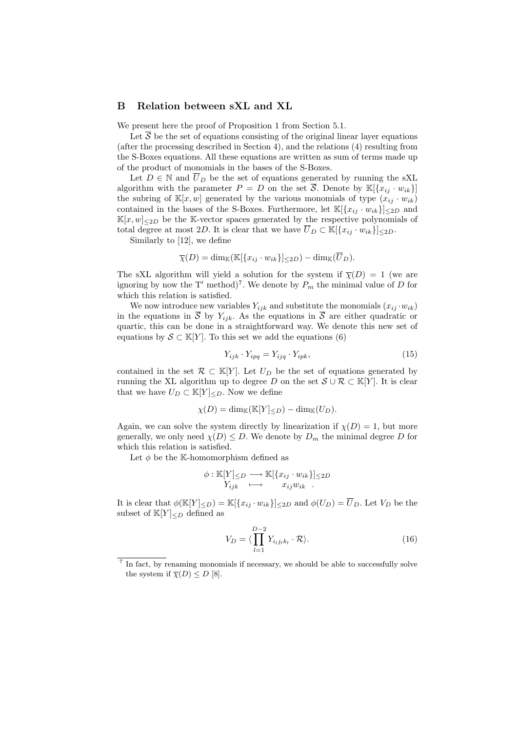## B Relation between sXL and XL

We present here the proof of Proposition 1 from Section 5.1.

Let $\overline{\mathcal{S}}$ be the set of equations consisting of the original linear layer equations (after the processing described in Section 4), and the relations (4) resulting from the S-Boxes equations. All these equations are written as sum of terms made up of the product of monomials in the bases of the S-Boxes.

Let $D \in \mathbb{N}$ and $\overline{U}_D$ be the set of equations generated by running the sXL algorithm with the parameter $P = D$ on the set $\overline{\mathcal{S}}$. Denote by $\mathbb{K}[\{x_{ij} \cdot w_{ik}\}]$ the subring of $\mathbb{K}[x, w]$ generated by the various monomials of type $(x_{ij} \cdot w_{ik})$ contained in the bases of the S-Boxes. Furthermore, let $\mathbb{K}[\{x_{ij} \cdot w_{ik}\}]_{\leq 2D}$ and $\mathbb{K}[x, w]_{\leq 2D}$ be the $\mathbb{K}$-vector spaces generated by the respective polynomials of total degree at most $2D$. It is clear that we have $\overline{U}_D \subset \mathbb{K}[\{x_{ij} \cdot w_{ik}\}]_{\leq 2D}$.

Similarly to [12], we define

$$\overline{\chi}(D) = \dim_{\mathbb{K}}(\mathbb{K}[\{x_{ij} \cdot w_{ik}\}]_{\leq 2D}) - \dim_{\mathbb{K}}(\overline{U}_D).$$

The sXL algorithm will yield a solution for the system if $\overline{\chi}(D) = 1$ (we are ignoring by now the T′ method)[7]. We denote by $P_m$ the minimal value of $D$ for which this relation is satisfied.

We now introduce new variables $Y_{ijk}$ and substitute the monomials $(x_{ij} \cdot w_{ik})$ in the equations in $\overline{\mathcal{S}}$ by $Y_{ijk}$. As the equations in $\overline{\mathcal{S}}$ are either quadratic or quartic, this can be done in a straightforward way. We denote this new set of equations by $\mathcal{S} \subset \mathbb{K}[Y]$. To this set we add the equations (6)

$$Y_{ijk} \cdot Y_{ipq} = Y_{ijq} \cdot Y_{ipk}, \tag{15}$$

contained in the set $\mathcal{R} \subset \mathbb{K}[Y]$. Let $U_D$ be the set of equations generated by running the XL algorithm up to degree $D$ on the set $\mathcal{S} \cup \mathcal{R} \subset \mathbb{K}[Y]$. It is clear that we have $U_D \subset \mathbb{K}[Y]_{\leq D}$. Now we define

$$\chi(D) = \dim_{\mathbb{K}}(\mathbb{K}[Y]_{\leq D}) - \dim_{\mathbb{K}}(U_D).$$

Again, we can solve the system directly by linearization if $\chi(D) = 1$, but more generally, we only need $\chi(D) \leq D$. We denote by $D_m$ the minimal degree $D$ for which this relation is satisfied.

Let $\phi$ be the $\mathbb{K}$-homomorphism defined as

$$\begin{array}{rcl} \phi : \mathbb{K}[Y]_{\leq D} & \longrightarrow & \mathbb{K}[\{x_{ij} \cdot w_{ik}\}]_{\leq 2D} \\ Y_{ijk} & \longmapsto & x_{ij} w_{ik} \end{array}.$$

It is clear that $\phi(\mathbb{K}[Y]_{\leq D}) = \mathbb{K}[\{x_{ij} \cdot w_{ik}\}]_{\leq 2D}$ and $\phi(U_D) = \overline{U}_D$. Let $V_D$ be the subset of $\mathbb{K}[Y]_{\leq D}$ defined as

$$V_D = \langle \prod_{l=1}^{D-2} Y_{i_l j_l k_l} \cdot \mathcal{R} \rangle. \tag{16}$$

[7] In fact, by renaming monomials if necessary, we should be able to successfully solve the system if $\overline{\chi}(D) \leq D$ [8].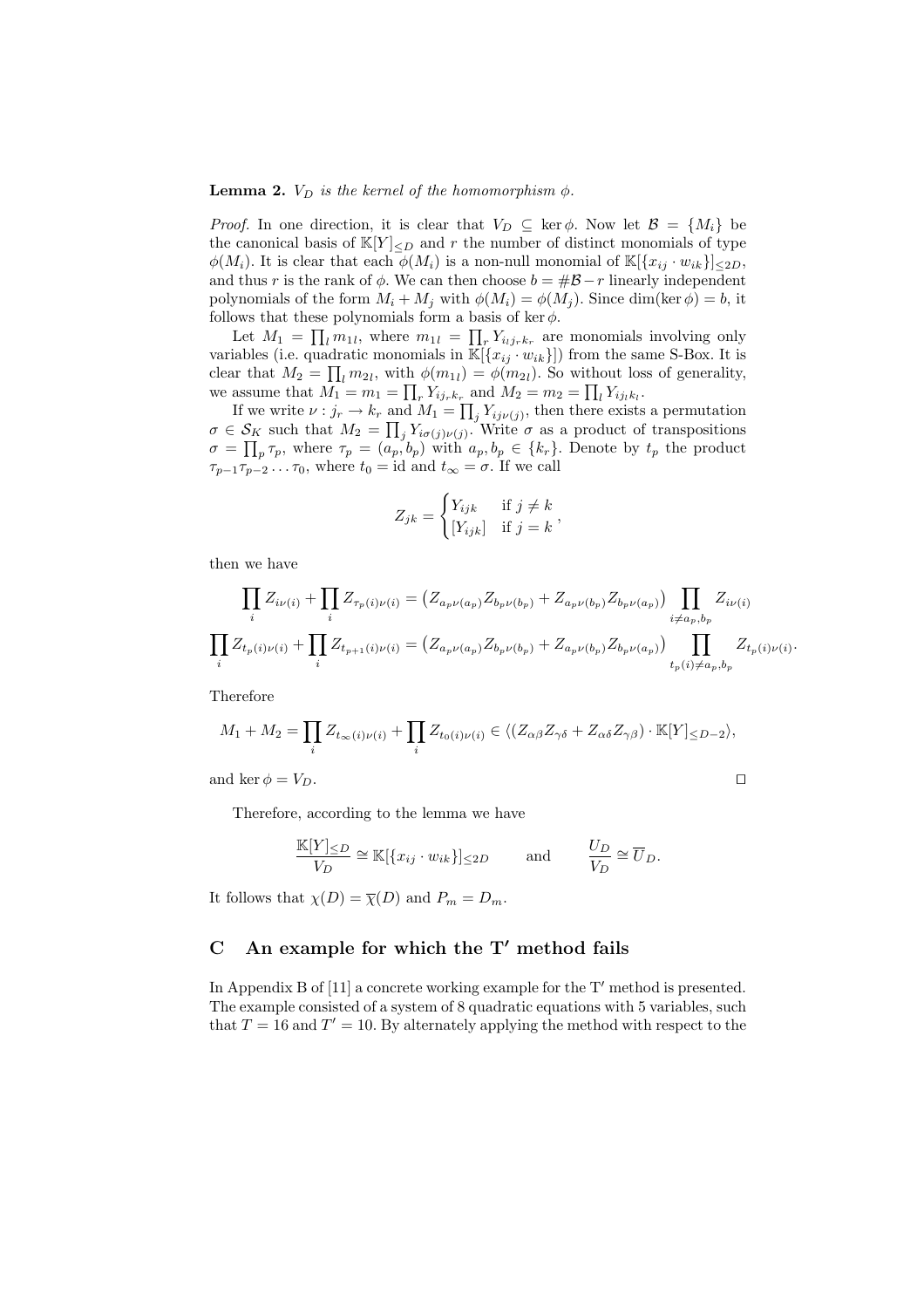**Lemma 2.** *$V_D$ is the kernel of the homomorphism $\phi$.*

*Proof.* In one direction, it is clear that $V_D \subseteq \ker \phi$. Now let $\mathcal{B} = \{M_i\}$ be the canonical basis of $\mathbb{K}[Y]_{\leq D}$ and $r$ the number of distinct monomials of type $\phi(M_i)$. It is clear that each $\phi(M_i)$ is a non-null monomial of $\mathbb{K}[\{x_{ij} \cdot w_{ik}\}]_{\leq 2D}$, and thus $r$ is the rank of $\phi$. We can then choose $b = \#\mathcal{B} - r$ linearly independent polynomials of the form $M_i + M_j$ with $\phi(M_i) = \phi(M_j)$. Since $\dim(\ker \phi) = b$, it follows that these polynomials form a basis of $\ker \phi$.

Let $M_1 = \prod_l m_{1l}$, where $m_{1l} = \prod_r Y_{i_l j_r k_r}$ are monomials involving only variables (i.e. quadratic monomials in $\mathbb{K}[\{x_{ij} \cdot w_{ik}\}]$) from the same S-Box. It is clear that $M_2 = \prod_l m_{2l}$, with $\phi(m_{1l}) = \phi(m_{2l})$. So without loss of generality, we assume that $M_1 = m_1 = \prod_r Y_{ij_r k_r}$ and $M_2 = m_2 = \prod_l Y_{ij_l k_l}$.

If we write $\nu : j_r \to k_r$ and $M_1 = \prod_j Y_{ij\nu(j)}$, then there exists a permutation $\sigma \in \mathcal{S}_K$ such that $M_2 = \prod_j Y_{i\sigma(j)\nu(j)}$. Write $\sigma$ as a product of transpositions $\sigma = \prod_p \tau_p$, where $\tau_p = (a_p, b_p)$ with $a_p, b_p \in \{k_r\}$. Denote by $t_p$ the product $\tau_{p-1}\tau_{p-2}\ldots\tau_0$, where $t_0 = \text{id}$ and $t_\infty = \sigma$. If we call

$$Z_{jk} = \begin{cases} Y_{ijk} & \text{if } j \neq k \\ [Y_{ijk}] & \text{if } j = k \end{cases},$$

then we have

$$\prod_i Z_{i\nu(i)} + \prod_i Z_{\tau_p(i)\nu(i)} = \left(Z_{a_p\nu(a_p)}Z_{b_p\nu(b_p)} + Z_{a_p\nu(b_p)}Z_{b_p\nu(a_p)}\right) \prod_{i \neq a_p, b_p} Z_{i\nu(i)}$$

$$\prod_i Z_{t_p(i)\nu(i)} + \prod_i Z_{t_{p+1}(i)\nu(i)} = \left(Z_{a_p\nu(a_p)}Z_{b_p\nu(b_p)} + Z_{a_p\nu(b_p)}Z_{b_p\nu(a_p)}\right) \prod_{t_p(i) \neq a_p, b_p} Z_{t_p(i)\nu(i)}.$$

Therefore

$$M_1 + M_2 = \prod_i Z_{t_\infty(i)\nu(i)} + \prod_i Z_{t_0(i)\nu(i)} \in \langle (Z_{\alpha\beta}Z_{\gamma\delta} + Z_{\alpha\delta}Z_{\gamma\beta}) \cdot \mathbb{K}[Y]_{\leq D-2} \rangle,$$

and $\ker \phi = V_D$. $\square$

Therefore, according to the lemma we have

$$\frac{\mathbb{K}[Y]_{\leq D}}{V_D} \cong \mathbb{K}[\{x_{ij} \cdot w_{ik}\}]_{\leq 2D} \qquad \text{and} \qquad \frac{U_D}{V_D} \cong \overline{U}_D.$$

It follows that $\chi(D) = \overline{\chi}(D)$ and $P_m = D_m$.

## C An example for which the T′ method fails

In Appendix B of [11] a concrete working example for the T′ method is presented. The example consisted of a system of 8 quadratic equations with 5 variables, such that $T = 16$ and $T' = 10$. By alternately applying the method with respect to the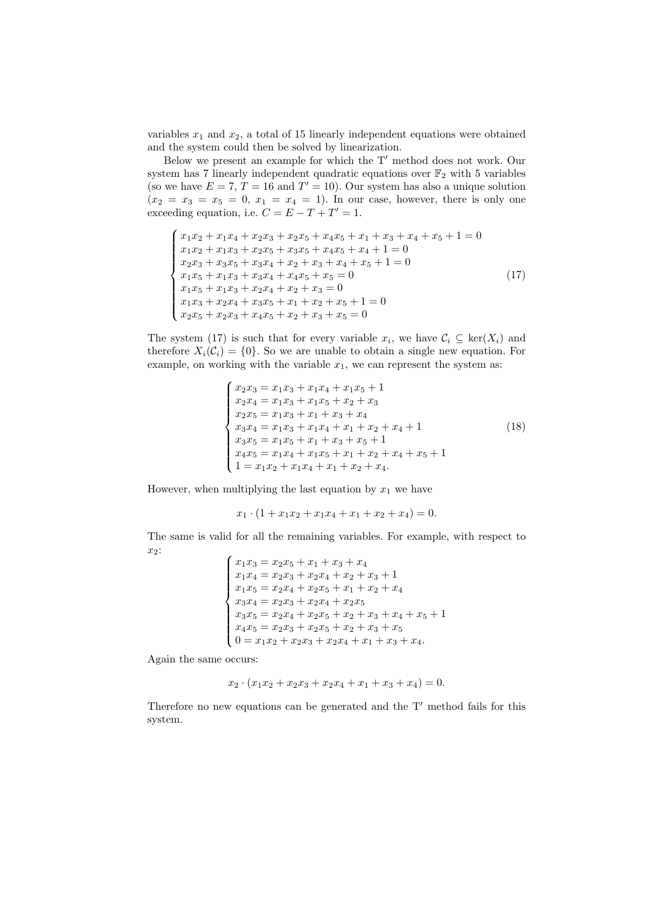variables $x_1$ and $x_2$, a total of 15 linearly independent equations were obtained and the system could then be solved by linearization.

Below we present an example for which the T′ method does not work. Our system has 7 linearly independent quadratic equations over $\mathbb{F}_2$ with 5 variables (so we have $E = 7$, $T = 16$ and $T' = 10$). Our system has also a unique solution ($x_2 = x_3 = x_5 = 0$, $x_1 = x_4 = 1$). In our case, however, there is only one exceeding equation, i.e. $C = E - T + T' = 1$.

$$
\begin{cases}
x_1x_2 + x_1x_4 + x_2x_3 + x_2x_5 + x_4x_5 + x_1 + x_3 + x_4 + x_5 + 1 = 0 \\
x_1x_2 + x_1x_3 + x_2x_5 + x_3x_5 + x_4x_5 + x_4 + 1 = 0 \\
x_2x_3 + x_3x_5 + x_3x_4 + x_2 + x_3 + x_4 + x_5 + 1 = 0 \\
x_1x_5 + x_1x_3 + x_3x_4 + x_4x_5 + x_5 = 0 \\
x_1x_5 + x_1x_3 + x_2x_4 + x_2 + x_3 = 0 \\
x_1x_3 + x_2x_4 + x_3x_5 + x_1 + x_2 + x_5 + 1 = 0 \\
x_2x_5 + x_2x_3 + x_4x_5 + x_2 + x_3 + x_5 = 0
\end{cases}
\tag{17}
$$

The system (17) is such that for every variable $x_i$, we have $\mathcal{C}_i \subseteq \ker(X_i)$ and therefore $X_i(\mathcal{C}_i) = \{0\}$. So we are unable to obtain a single new equation. For example, on working with the variable $x_1$, we can represent the system as:

$$
\begin{cases}
x_2x_3 = x_1x_3 + x_1x_4 + x_1x_5 + 1 \\
x_2x_4 = x_1x_3 + x_1x_5 + x_2 + x_3 \\
x_2x_5 = x_1x_3 + x_1 + x_3 + x_4 \\
x_3x_4 = x_1x_3 + x_1x_4 + x_1 + x_2 + x_4 + 1 \\
x_3x_5 = x_1x_5 + x_1 + x_3 + x_5 + 1 \\
x_4x_5 = x_1x_4 + x_1x_5 + x_1 + x_2 + x_4 + x_5 + 1 \\
1 = x_1x_2 + x_1x_4 + x_1 + x_2 + x_4.
\end{cases}
\tag{18}
$$

However, when multiplying the last equation by $x_1$ we have

$$
x_1 \cdot (1 + x_1x_2 + x_1x_4 + x_1 + x_2 + x_4) = 0.
$$

The same is valid for all the remaining variables. For example, with respect to $x_2$:

$$
\begin{cases}
x_1x_3 = x_2x_5 + x_1 + x_3 + x_4 \\
x_1x_4 = x_2x_3 + x_2x_4 + x_2 + x_3 + 1 \\
x_1x_5 = x_2x_4 + x_2x_5 + x_1 + x_2 + x_4 \\
x_3x_4 = x_2x_3 + x_2x_4 + x_2x_5 \\
x_3x_5 = x_2x_4 + x_2x_5 + x_2 + x_3 + x_4 + x_5 + 1 \\
x_4x_5 = x_2x_3 + x_2x_5 + x_2 + x_3 + x_5 \\
0 = x_1x_2 + x_2x_3 + x_2x_4 + x_1 + x_3 + x_4.
\end{cases}
$$

Again the same occurs:

$$
x_2 \cdot (x_1x_2 + x_2x_3 + x_2x_4 + x_1 + x_3 + x_4) = 0.
$$

Therefore no new equations can be generated and the T′ method fails for this system.